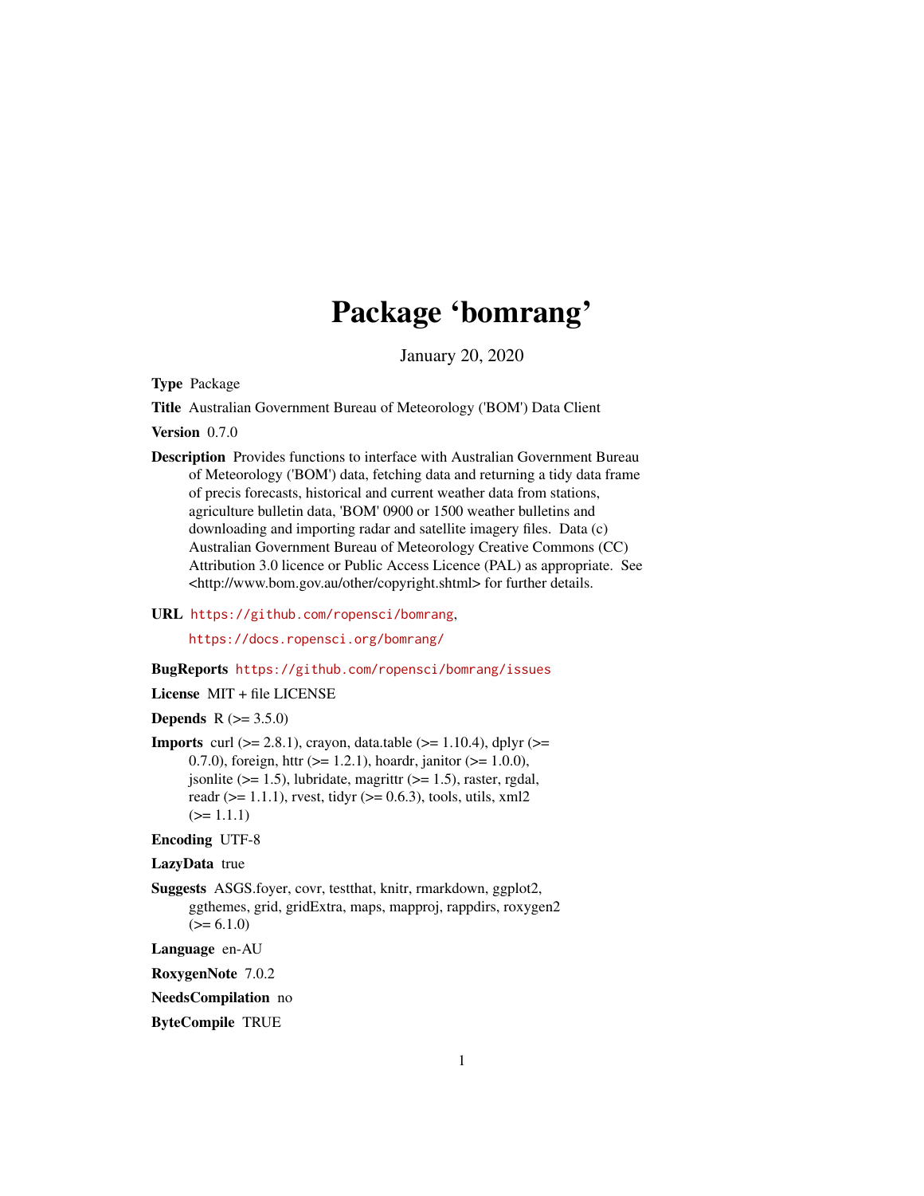# Package 'bomrang'

January 20, 2020

**Type** Package

**Title** Australian Government Bureau of Meteorology ('BOM') Data Client

**Version** 0.7.0

**Description** Provides functions to interface with Australian Government Bureau of Meteorology ('BOM') data, fetching data and returning a tidy data frame of precis forecasts, historical and current weather data from stations, agriculture bulletin data, 'BOM' 0900 or 1500 weather bulletins and downloading and importing radar and satellite imagery files. Data (c) Australian Government Bureau of Meteorology Creative Commons (CC) Attribution 3.0 licence or Public Access Licence (PAL) as appropriate. See <http://www.bom.gov.au/other/copyright.shtml> for further details.

**URL** https://github.com/ropensci/bomrang, https://docs.ropensci.org/bomrang/

**BugReports** https://github.com/ropensci/bomrang/issues

**License** MIT + file LICENSE

**Depends** R (>= 3.5.0)

**Imports** curl (>= 2.8.1), crayon, data.table (>= 1.10.4), dplyr (>= 0.7.0), foreign, httr (>= 1.2.1), hoardr, janitor (>= 1.0.0), jsonlite (>= 1.5), lubridate, magrittr (>= 1.5), raster, rgdal, readr (>= 1.1.1), rvest, tidyr (>= 0.6.3), tools, utils, xml2 (>= 1.1.1)

**Encoding** UTF-8

**LazyData** true

**Suggests** ASGS.foyer, covr, testthat, knitr, rmarkdown, ggplot2, ggthemes, grid, gridExtra, maps, mapproj, rappdirs, roxygen2 (>= 6.1.0)

**Language** en-AU

**RoxygenNote** 7.0.2

**NeedsCompilation** no

**ByteCompile** TRUE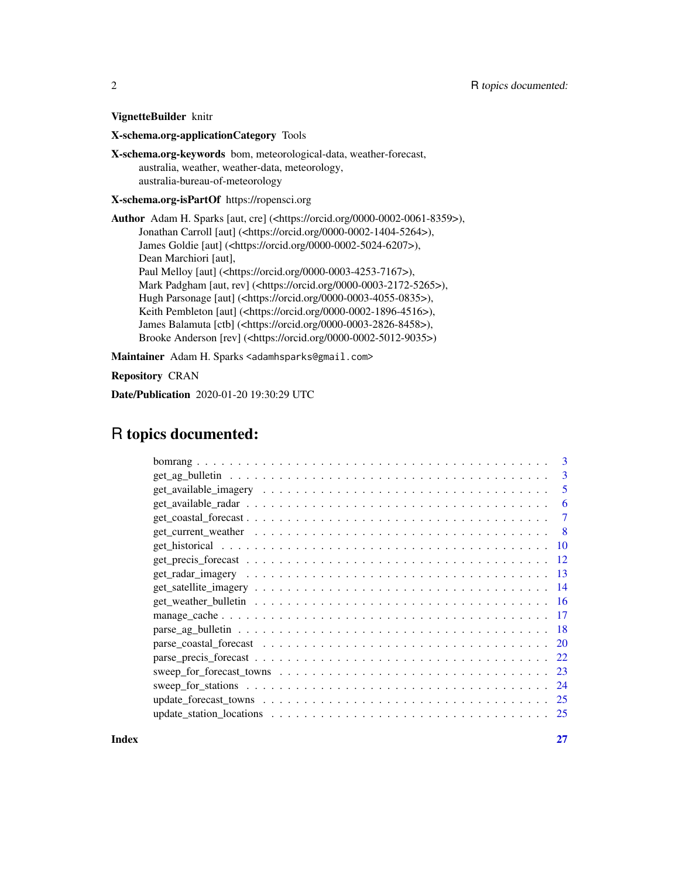**VignetteBuilder** knitr

**X-schema.org-applicationCategory** Tools

**X-schema.org-keywords** bom, meteorological-data, weather-forecast, australia, weather, weather-data, meteorology, australia-bureau-of-meteorology

**X-schema.org-isPartOf** https://ropensci.org

**Author** Adam H. Sparks [aut, cre] (<https://orcid.org/0000-0002-0061-8359>), Jonathan Carroll [aut] (<https://orcid.org/0000-0002-1404-5264>), James Goldie [aut] (<https://orcid.org/0000-0002-5024-6207>), Dean Marchiori [aut], Paul Melloy [aut] (<https://orcid.org/0000-0003-4253-7167>), Mark Padgham [aut, rev] (<https://orcid.org/0000-0003-2172-5265>), Hugh Parsonage [aut] (<https://orcid.org/0000-0003-4055-0835>), Keith Pembleton [aut] (<https://orcid.org/0000-0002-1896-4516>), James Balamuta [ctb] (<https://orcid.org/0000-0003-2826-8458>), Brooke Anderson [rev] (<https://orcid.org/0000-0002-5012-9035>)

**Maintainer** Adam H. Sparks <adamhsparks@gmail.com>

**Repository** CRAN

**Date/Publication** 2020-01-20 19:30:29 UTC

# R topics documented:

| | |
|---|---|
| bomrang | 3 |
| get_ag_bulletin | 3 |
| get_available_imagery | 5 |
| get_available_radar | 6 |
| get_coastal_forecast | 7 |
| get_current_weather | 8 |
| get_historical | 10 |
| get_precis_forecast | 12 |
| get_radar_imagery | 13 |
| get_satellite_imagery | 14 |
| get_weather_bulletin | 16 |
| manage_cache | 17 |
| parse_ag_bulletin | 18 |
| parse_coastal_forecast | 20 |
| parse_precis_forecast | 22 |
| sweep_for_forecast_towns | 23 |
| sweep_for_stations | 24 |
| update_forecast_towns | 25 |
| update_station_locations | 25 |
| **Index** | **27** |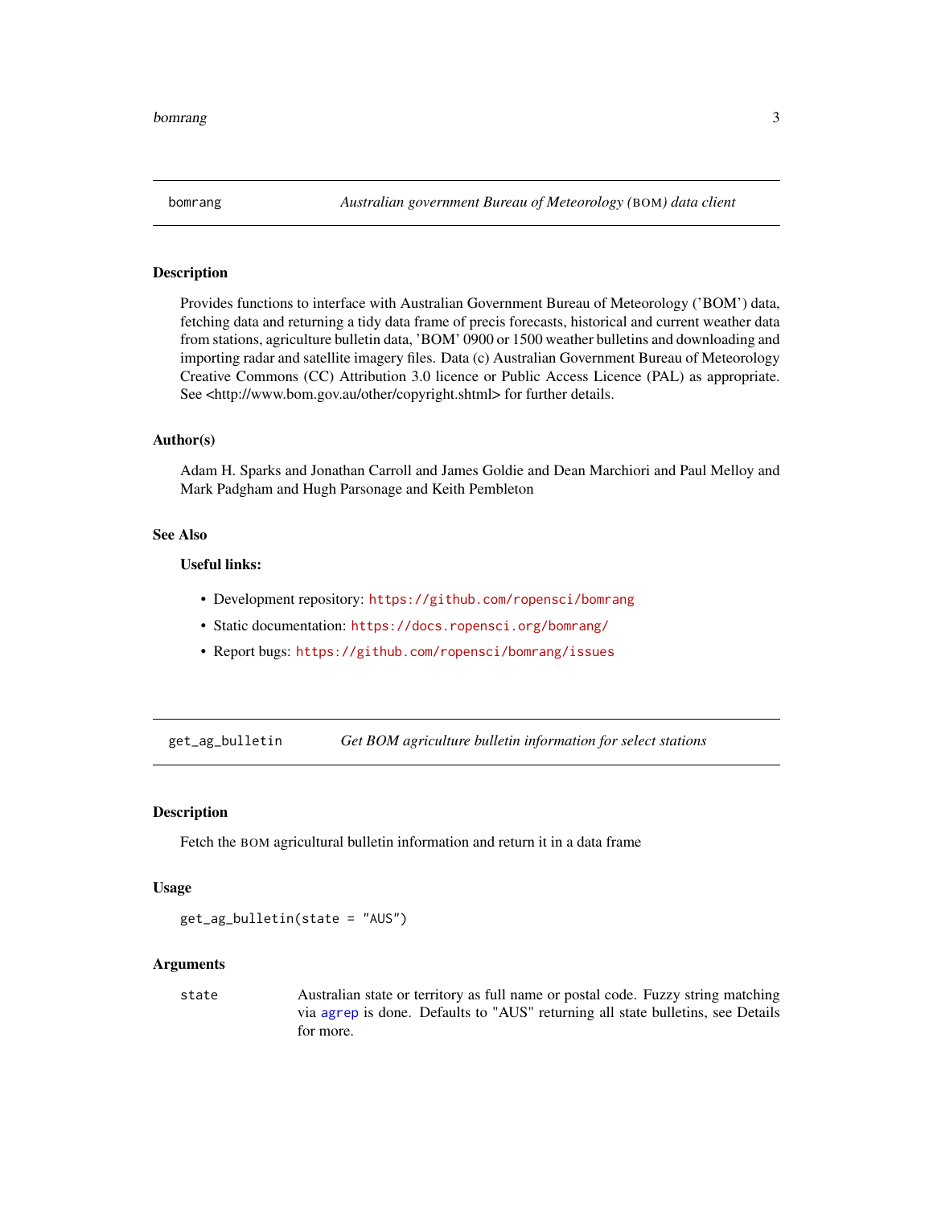## bomrang — *Australian government Bureau of Meteorology (BOM) data client*

### Description

Provides functions to interface with Australian Government Bureau of Meteorology ('BOM') data, fetching data and returning a tidy data frame of precis forecasts, historical and current weather data from stations, agriculture bulletin data, 'BOM' 0900 or 1500 weather bulletins and downloading and importing radar and satellite imagery files. Data (c) Australian Government Bureau of Meteorology Creative Commons (CC) Attribution 3.0 licence or Public Access Licence (PAL) as appropriate. See <http://www.bom.gov.au/other/copyright.shtml> for further details.

### Author(s)

Adam H. Sparks and Jonathan Carroll and James Goldie and Dean Marchiori and Paul Melloy and Mark Padgham and Hugh Parsonage and Keith Pembleton

### See Also

**Useful links:**

- Development repository: https://github.com/ropensci/bomrang
- Static documentation: https://docs.ropensci.org/bomrang/
- Report bugs: https://github.com/ropensci/bomrang/issues

---

## get_ag_bulletin — *Get BOM agriculture bulletin information for select stations*

### Description

Fetch the BOM agricultural bulletin information and return it in a data frame

### Usage

```
get_ag_bulletin(state = "AUS")
```

### Arguments

| | |
|---|---|
| state | Australian state or territory as full name or postal code. Fuzzy string matching via agrep is done. Defaults to "AUS" returning all state bulletins, see Details for more. |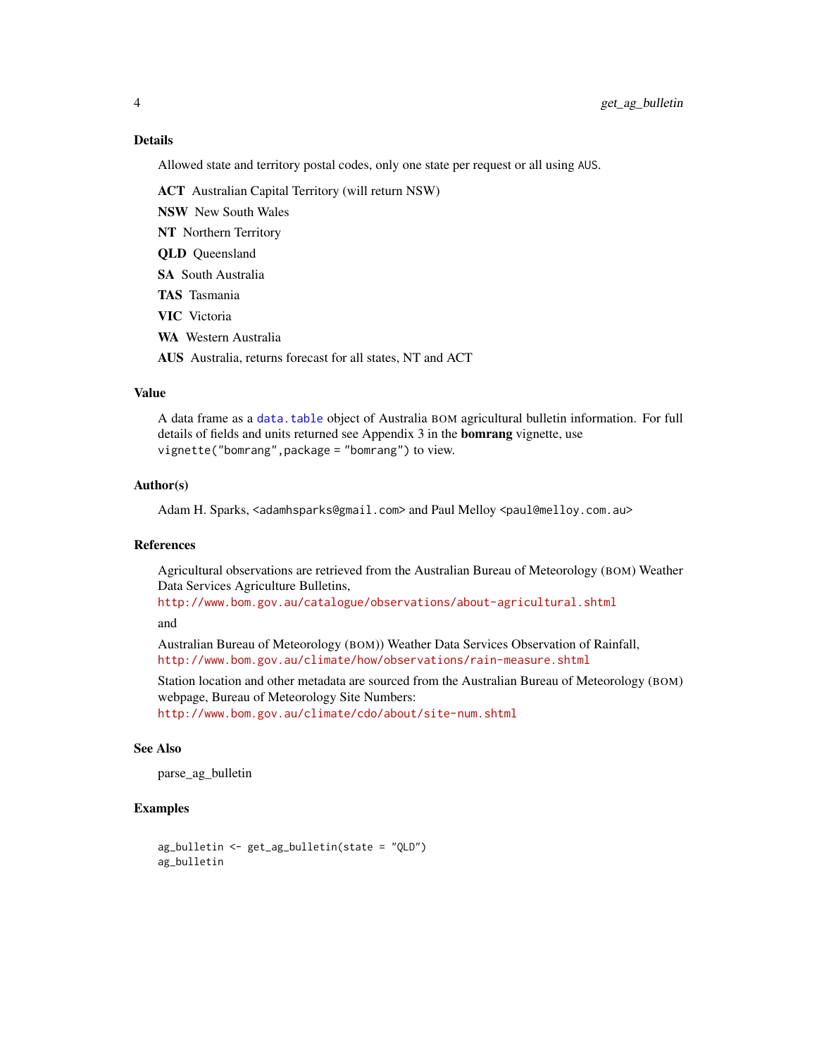## Details

Allowed state and territory postal codes, only one state per request or all using `AUS`.

**ACT** Australian Capital Territory (will return NSW)

**NSW** New South Wales

**NT** Northern Territory

**QLD** Queensland

**SA** South Australia

**TAS** Tasmania

**VIC** Victoria

**WA** Western Australia

**AUS** Australia, returns forecast for all states, NT and ACT

## Value

A data frame as a `data.table` object of Australia BOM agricultural bulletin information. For full details of fields and units returned see Appendix 3 in the **bomrang** vignette, use `vignette("bomrang",package = "bomrang")` to view.

## Author(s)

Adam H. Sparks, <adamhsparks@gmail.com> and Paul Melloy <paul@melloy.com.au>

## References

Agricultural observations are retrieved from the Australian Bureau of Meteorology (BOM) Weather Data Services Agriculture Bulletins,
http://www.bom.gov.au/catalogue/observations/about-agricultural.shtml

and

Australian Bureau of Meteorology (BOM)) Weather Data Services Observation of Rainfall,
http://www.bom.gov.au/climate/how/observations/rain-measure.shtml

Station location and other metadata are sourced from the Australian Bureau of Meteorology (BOM) webpage, Bureau of Meteorology Site Numbers:
http://www.bom.gov.au/climate/cdo/about/site-num.shtml

## See Also

parse_ag_bulletin

## Examples

```
ag_bulletin <- get_ag_bulletin(state = "QLD")
ag_bulletin
```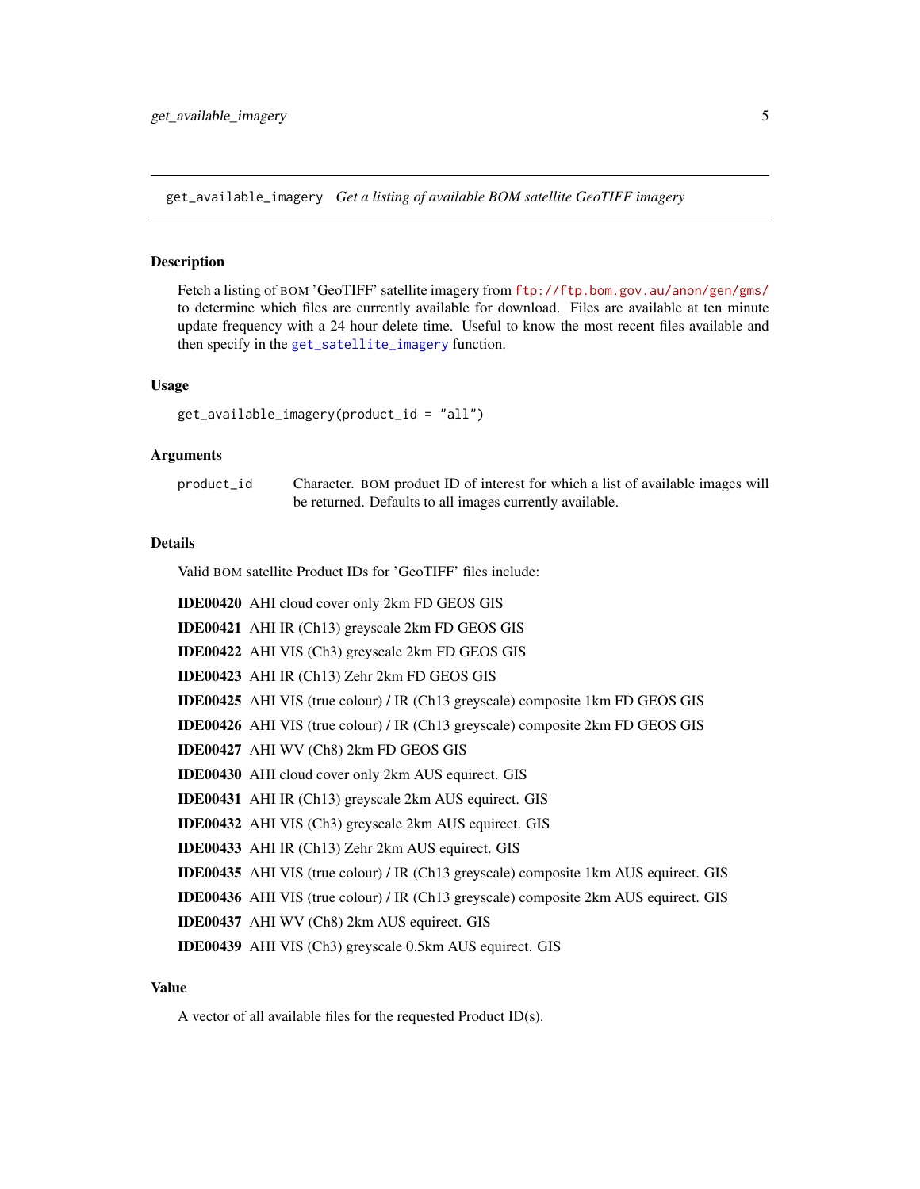get_available_imagery *Get a listing of available BOM satellite GeoTIFF imagery*

## Description

Fetch a listing of BOM 'GeoTIFF' satellite imagery from ftp://ftp.bom.gov.au/anon/gen/gms/ to determine which files are currently available for download. Files are available at ten minute update frequency with a 24 hour delete time. Useful to know the most recent files available and then specify in the get_satellite_imagery function.

## Usage

```
get_available_imagery(product_id = "all")
```

## Arguments

| | |
|---|---|
| product_id | Character. BOM product ID of interest for which a list of available images will be returned. Defaults to all images currently available. |

## Details

Valid BOM satellite Product IDs for 'GeoTIFF' files include:

**IDE00420** AHI cloud cover only 2km FD GEOS GIS

**IDE00421** AHI IR (Ch13) greyscale 2km FD GEOS GIS

**IDE00422** AHI VIS (Ch3) greyscale 2km FD GEOS GIS

**IDE00423** AHI IR (Ch13) Zehr 2km FD GEOS GIS

**IDE00425** AHI VIS (true colour) / IR (Ch13 greyscale) composite 1km FD GEOS GIS

**IDE00426** AHI VIS (true colour) / IR (Ch13 greyscale) composite 2km FD GEOS GIS

**IDE00427** AHI WV (Ch8) 2km FD GEOS GIS

**IDE00430** AHI cloud cover only 2km AUS equirect. GIS

**IDE00431** AHI IR (Ch13) greyscale 2km AUS equirect. GIS

**IDE00432** AHI VIS (Ch3) greyscale 2km AUS equirect. GIS

**IDE00433** AHI IR (Ch13) Zehr 2km AUS equirect. GIS

**IDE00435** AHI VIS (true colour) / IR (Ch13 greyscale) composite 1km AUS equirect. GIS

**IDE00436** AHI VIS (true colour) / IR (Ch13 greyscale) composite 2km AUS equirect. GIS

**IDE00437** AHI WV (Ch8) 2km AUS equirect. GIS

**IDE00439** AHI VIS (Ch3) greyscale 0.5km AUS equirect. GIS

## Value

A vector of all available files for the requested Product ID(s).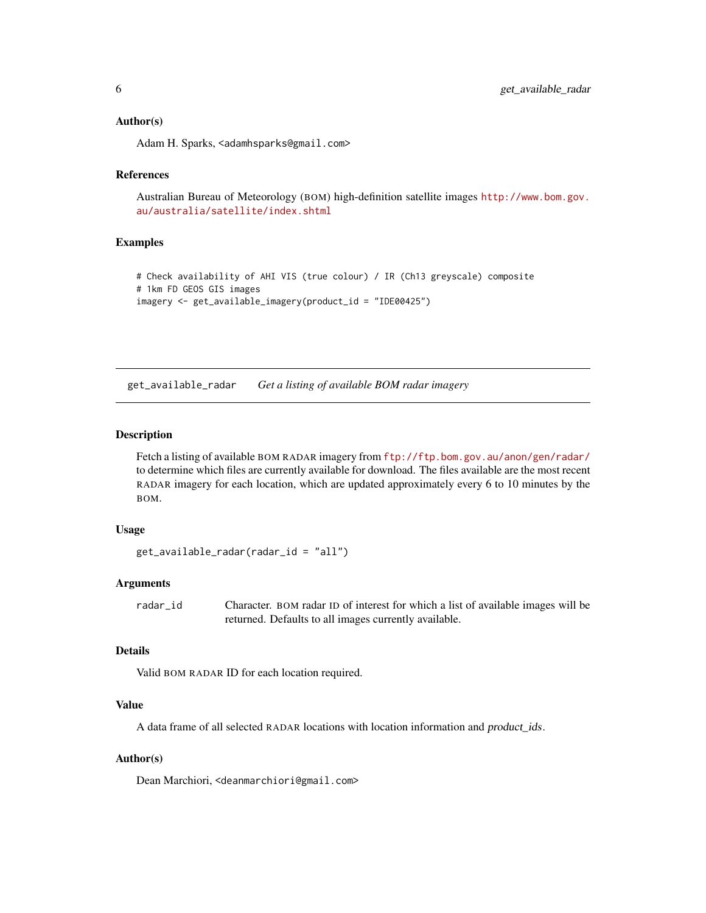### Author(s)

Adam H. Sparks, <adamhsparks@gmail.com>

### References

Australian Bureau of Meteorology (BOM) high-definition satellite images http://www.bom.gov.au/australia/satellite/index.shtml

### Examples

```
# Check availability of AHI VIS (true colour) / IR (Ch13 greyscale) composite
# 1km FD GEOS GIS images
imagery <- get_available_imagery(product_id = "IDE00425")
```

---

## get_available_radar    *Get a listing of available BOM radar imagery*

### Description

Fetch a listing of available BOM RADAR imagery from ftp://ftp.bom.gov.au/anon/gen/radar/ to determine which files are currently available for download. The files available are the most recent RADAR imagery for each location, which are updated approximately every 6 to 10 minutes by the BOM.

### Usage

```
get_available_radar(radar_id = "all")
```

### Arguments

| | |
|---|---|
| radar_id | Character. BOM radar ID of interest for which a list of available images will be returned. Defaults to all images currently available. |

### Details

Valid BOM RADAR ID for each location required.

### Value

A data frame of all selected RADAR locations with location information and *product_ids*.

### Author(s)

Dean Marchiori, <deanmarchiori@gmail.com>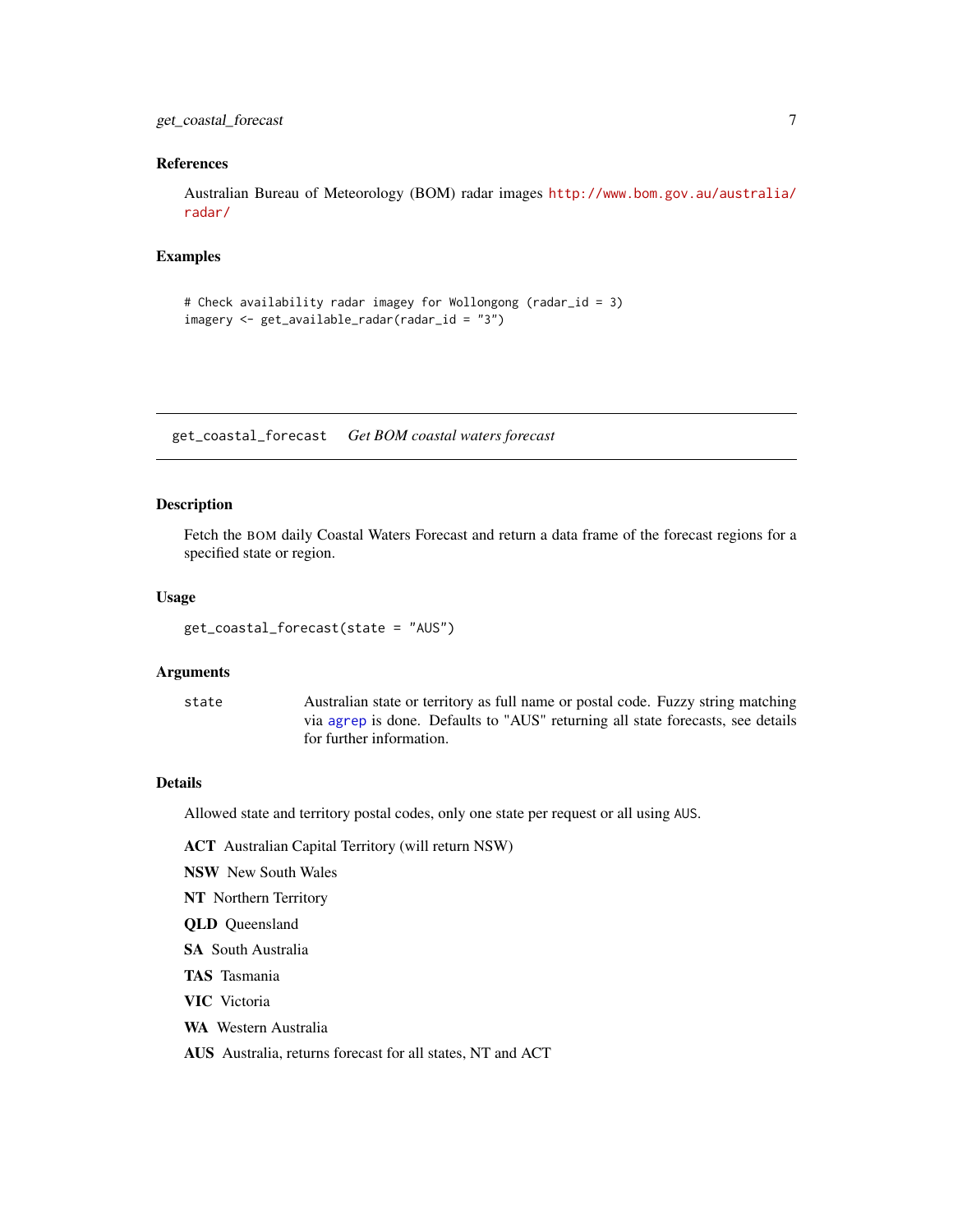### References

Australian Bureau of Meteorology (BOM) radar images http://www.bom.gov.au/australia/radar/

### Examples

```
# Check availability radar imagey for Wollongong (radar_id = 3)
imagery <- get_available_radar(radar_id = "3")
```

---

## get_coastal_forecast *Get BOM coastal waters forecast*

### Description

Fetch the BOM daily Coastal Waters Forecast and return a data frame of the forecast regions for a specified state or region.

### Usage

```
get_coastal_forecast(state = "AUS")
```

### Arguments

| | |
|---|---|
| state | Australian state or territory as full name or postal code. Fuzzy string matching via agrep is done. Defaults to "AUS" returning all state forecasts, see details for further information. |

### Details

Allowed state and territory postal codes, only one state per request or all using AUS.

**ACT** Australian Capital Territory (will return NSW)

**NSW** New South Wales

**NT** Northern Territory

**QLD** Queensland

**SA** South Australia

**TAS** Tasmania

**VIC** Victoria

**WA** Western Australia

**AUS** Australia, returns forecast for all states, NT and ACT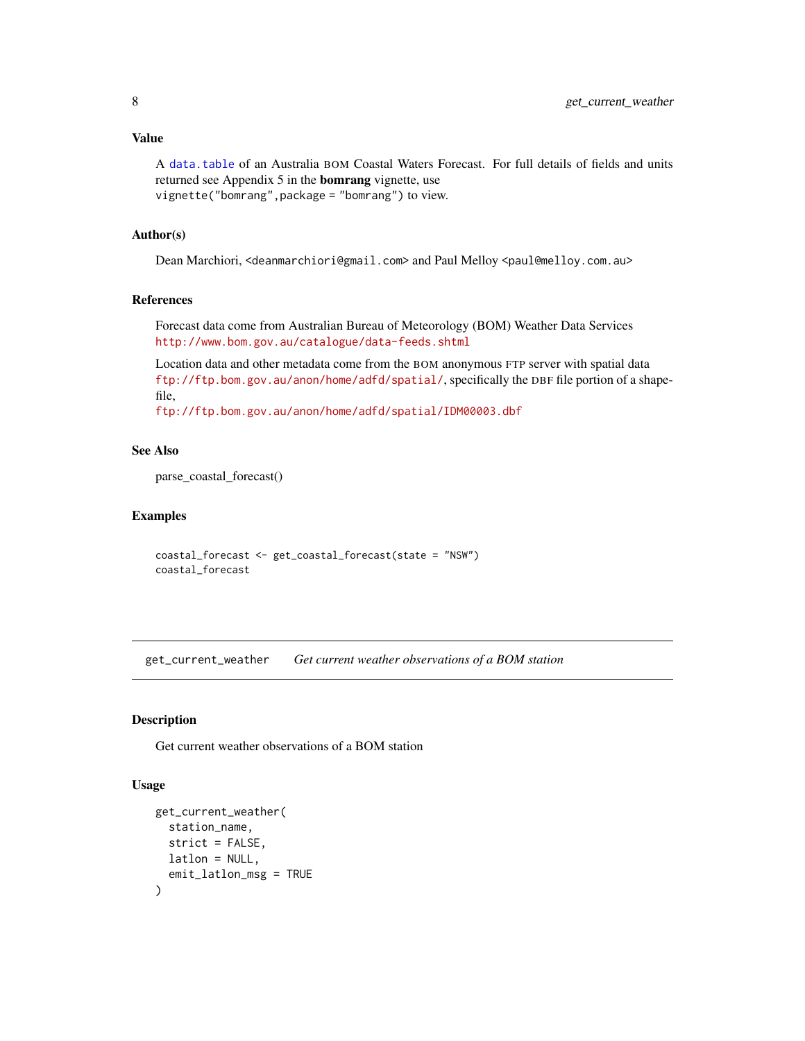### Value

A `data.table` of an Australia BOM Coastal Waters Forecast. For full details of fields and units returned see Appendix 5 in the **bomrang** vignette, use
`vignette("bomrang",package = "bomrang")` to view.

### Author(s)

Dean Marchiori, <deanmarchiori@gmail.com> and Paul Melloy <paul@melloy.com.au>

### References

Forecast data come from Australian Bureau of Meteorology (BOM) Weather Data Services
http://www.bom.gov.au/catalogue/data-feeds.shtml

Location data and other metadata come from the BOM anonymous FTP server with spatial data
ftp://ftp.bom.gov.au/anon/home/adfd/spatial/, specifically the DBF file portion of a shapefile,
ftp://ftp.bom.gov.au/anon/home/adfd/spatial/IDM00003.dbf

### See Also

parse_coastal_forecast()

### Examples

```
coastal_forecast <- get_coastal_forecast(state = "NSW")
coastal_forecast
```

---

## get_current_weather *Get current weather observations of a BOM station*

---

### Description

Get current weather observations of a BOM station

### Usage

```
get_current_weather(
  station_name,
  strict = FALSE,
  latlon = NULL,
  emit_latlon_msg = TRUE
)
```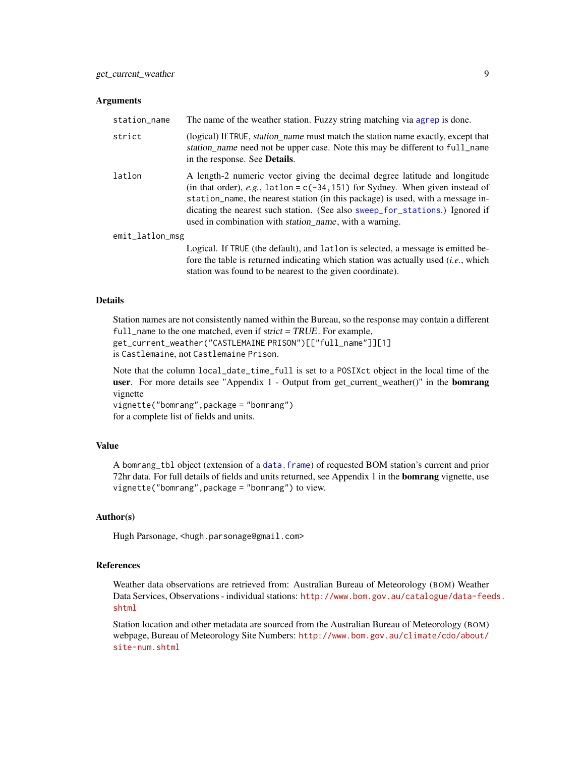### Arguments

| | |
|---|---|
| station_name | The name of the weather station. Fuzzy string matching via agrep is done. |
| strict | (logical) If TRUE, *station_name* must match the station name exactly, except that *station_name* need not be upper case. Note this may be different to full_name in the response. See **Details**. |
| latlon | A length-2 numeric vector giving the decimal degree latitude and longitude (in that order), *e.g.*, latlon = c(-34,151) for Sydney. When given instead of station_name, the nearest station (in this package) is used, with a message indicating the nearest such station. (See also sweep_for_stations.) Ignored if used in combination with *station_name*, with a warning. |
| emit_latlon_msg | Logical. If TRUE (the default), and latlon is selected, a message is emitted before the table is returned indicating which station was actually used (*i.e.*, which station was found to be nearest to the given coordinate). |

### Details

Station names are not consistently named within the Bureau, so the response may contain a different full_name to the one matched, even if *strict = TRUE*. For example,
get_current_weather("CASTLEMAINE PRISON")[["full_name"]][1]
is Castlemaine, not Castlemaine Prison.

Note that the column local_date_time_full is set to a POSIXct object in the local time of the **user**. For more details see "Appendix 1 - Output from get_current_weather()" in the **bomrang** vignette
vignette("bomrang",package = "bomrang")
for a complete list of fields and units.

### Value

A bomrang_tbl object (extension of a data.frame) of requested BOM station's current and prior 72hr data. For full details of fields and units returned, see Appendix 1 in the **bomrang** vignette, use vignette("bomrang",package = "bomrang") to view.

### Author(s)

Hugh Parsonage, <hugh.parsonage@gmail.com>

### References

Weather data observations are retrieved from: Australian Bureau of Meteorology (BOM) Weather Data Services, Observations - individual stations: http://www.bom.gov.au/catalogue/data-feeds.shtml

Station location and other metadata are sourced from the Australian Bureau of Meteorology (BOM) webpage, Bureau of Meteorology Site Numbers: http://www.bom.gov.au/climate/cdo/about/site-num.shtml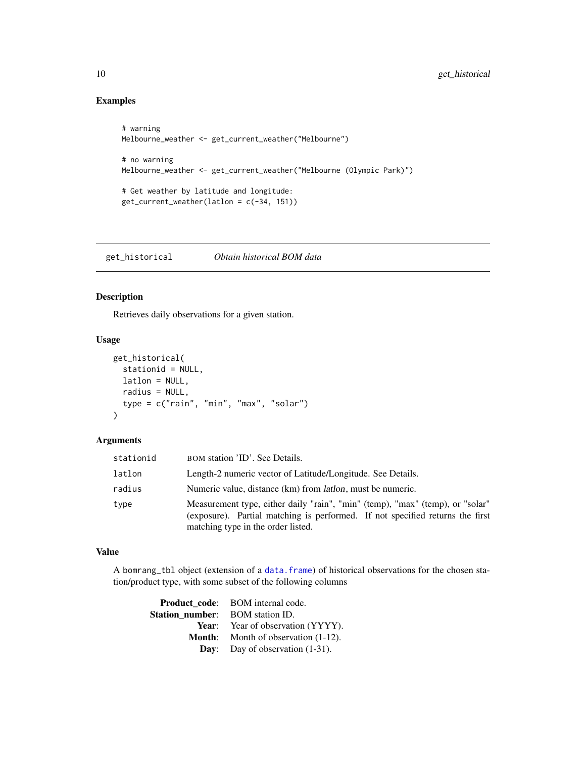### Examples

```
# warning
Melbourne_weather <- get_current_weather("Melbourne")

# no warning
Melbourne_weather <- get_current_weather("Melbourne (Olympic Park)")

# Get weather by latitude and longitude:
get_current_weather(latlon = c(-34, 151))
```

## get_historical — *Obtain historical BOM data*

### Description

Retrieves daily observations for a given station.

### Usage

```
get_historical(
  stationid = NULL,
  latlon = NULL,
  radius = NULL,
  type = c("rain", "min", "max", "solar")
)
```

### Arguments

| | |
|---|---|
| `stationid` | BOM station 'ID'. See Details. |
| `latlon` | Length-2 numeric vector of Latitude/Longitude. See Details. |
| `radius` | Numeric value, distance (km) from *latlon*, must be numeric. |
| `type` | Measurement type, either daily "rain", "min" (temp), "max" (temp), or "solar" (exposure). Partial matching is performed. If not specified returns the first matching type in the order listed. |

### Value

A `bomrang_tbl` object (extension of a `data.frame`) of historical observations for the chosen station/product type, with some subset of the following columns

**Product_code**: BOM internal code.
**Station_number**: BOM station ID.
**Year**: Year of observation (YYYY).
**Month**: Month of observation (1-12).
**Day**: Day of observation (1-31).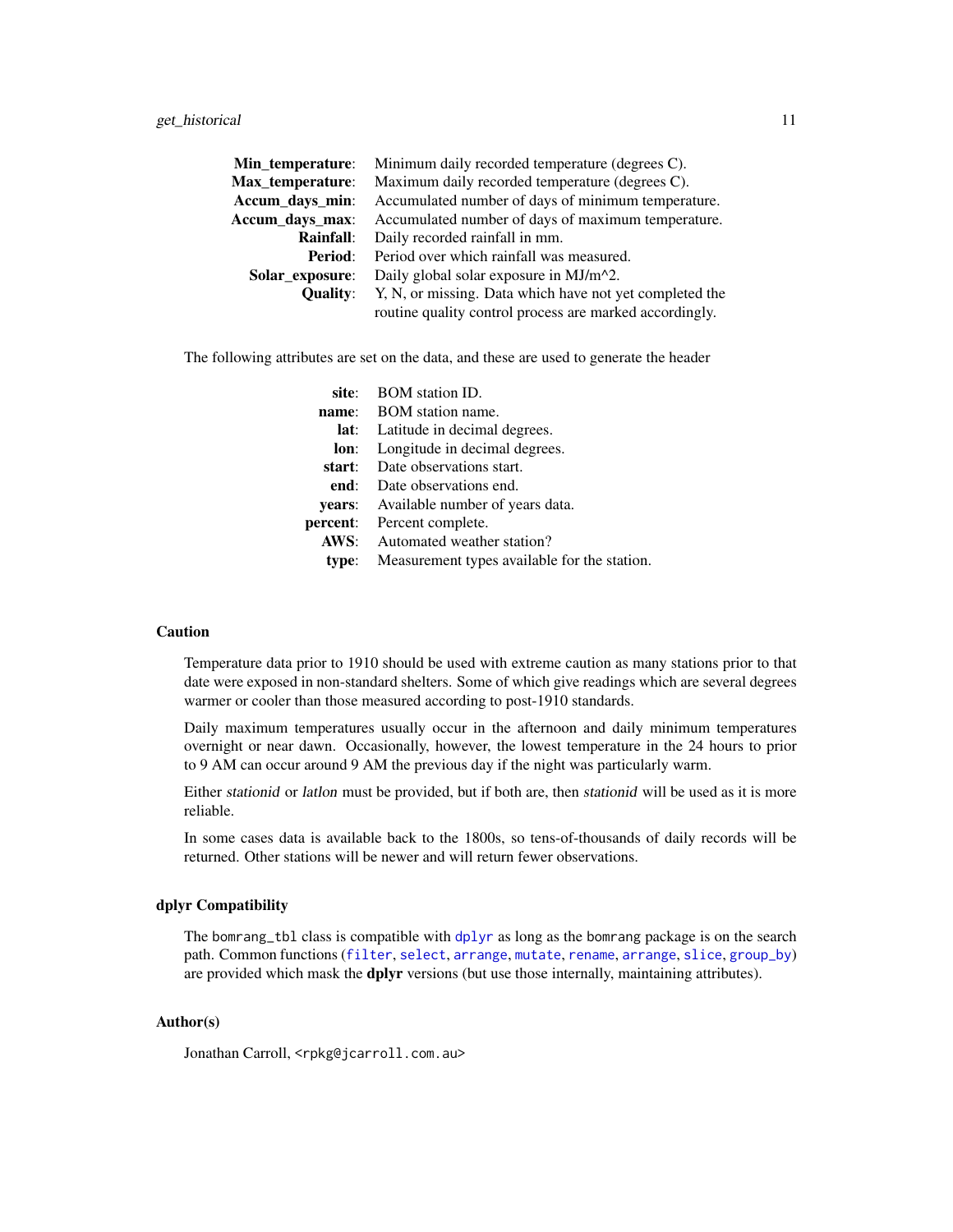**Min_temperature**: Minimum daily recorded temperature (degrees C).
**Max_temperature**: Maximum daily recorded temperature (degrees C).
**Accum_days_min**: Accumulated number of days of minimum temperature.
**Accum_days_max**: Accumulated number of days of maximum temperature.
**Rainfall**: Daily recorded rainfall in mm.
**Period**: Period over which rainfall was measured.
**Solar_exposure**: Daily global solar exposure in MJ/m^2.
**Quality**: Y, N, or missing. Data which have not yet completed the routine quality control process are marked accordingly.

The following attributes are set on the data, and these are used to generate the header

**site**: BOM station ID.
**name**: BOM station name.
**lat**: Latitude in decimal degrees.
**lon**: Longitude in decimal degrees.
**start**: Date observations start.
**end**: Date observations end.
**years**: Available number of years data.
**percent**: Percent complete.
**AWS**: Automated weather station?
**type**: Measurement types available for the station.

### Caution

Temperature data prior to 1910 should be used with extreme caution as many stations prior to that date were exposed in non-standard shelters. Some of which give readings which are several degrees warmer or cooler than those measured according to post-1910 standards.

Daily maximum temperatures usually occur in the afternoon and daily minimum temperatures overnight or near dawn. Occasionally, however, the lowest temperature in the 24 hours to prior to 9 AM can occur around 9 AM the previous day if the night was particularly warm.

Either *stationid* or *latlon* must be provided, but if both are, then *stationid* will be used as it is more reliable.

In some cases data is available back to the 1800s, so tens-of-thousands of daily records will be returned. Other stations will be newer and will return fewer observations.

### dplyr Compatibility

The `bomrang_tbl` class is compatible with `dplyr` as long as the `bomrang` package is on the search path. Common functions (`filter`, `select`, `arrange`, `mutate`, `rename`, `arrange`, `slice`, `group_by`) are provided which mask the **dplyr** versions (but use those internally, maintaining attributes).

### Author(s)

Jonathan Carroll, <rpkg@jcarroll.com.au>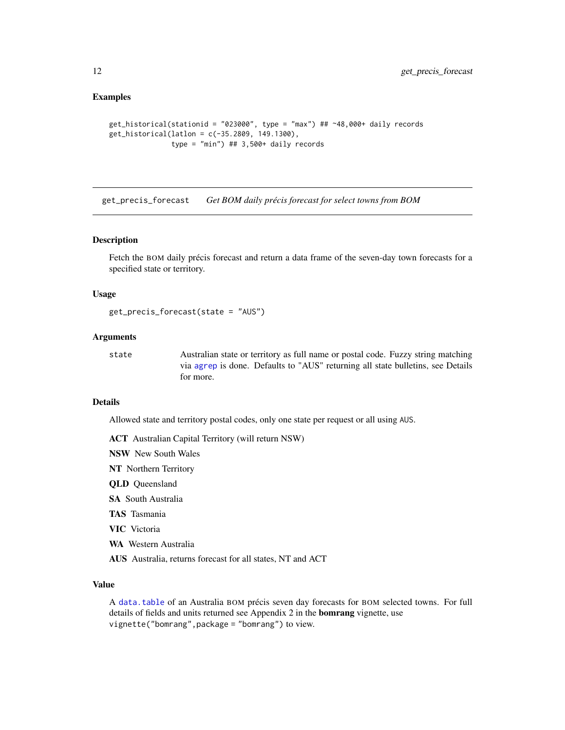### Examples

```
get_historical(stationid = "023000", type = "max") ## ~48,000+ daily records
get_historical(latlon = c(-35.2809, 149.1300),
               type = "min") ## 3,500+ daily records
```

---

## get_precis_forecast — *Get BOM daily précis forecast for select towns from BOM*

### Description

Fetch the BOM daily précis forecast and return a data frame of the seven-day town forecasts for a specified state or territory.

### Usage

```
get_precis_forecast(state = "AUS")
```

### Arguments

| | |
|---|---|
| `state` | Australian state or territory as full name or postal code. Fuzzy string matching via `agrep` is done. Defaults to "AUS" returning all state bulletins, see Details for more. |

### Details

Allowed state and territory postal codes, only one state per request or all using `AUS`.

**ACT** Australian Capital Territory (will return NSW)

**NSW** New South Wales

**NT** Northern Territory

**QLD** Queensland

**SA** South Australia

**TAS** Tasmania

**VIC** Victoria

**WA** Western Australia

**AUS** Australia, returns forecast for all states, NT and ACT

### Value

A `data.table` of an Australia BOM précis seven day forecasts for BOM selected towns. For full details of fields and units returned see Appendix 2 in the **bomrang** vignette, use `vignette("bomrang",package = "bomrang")` to view.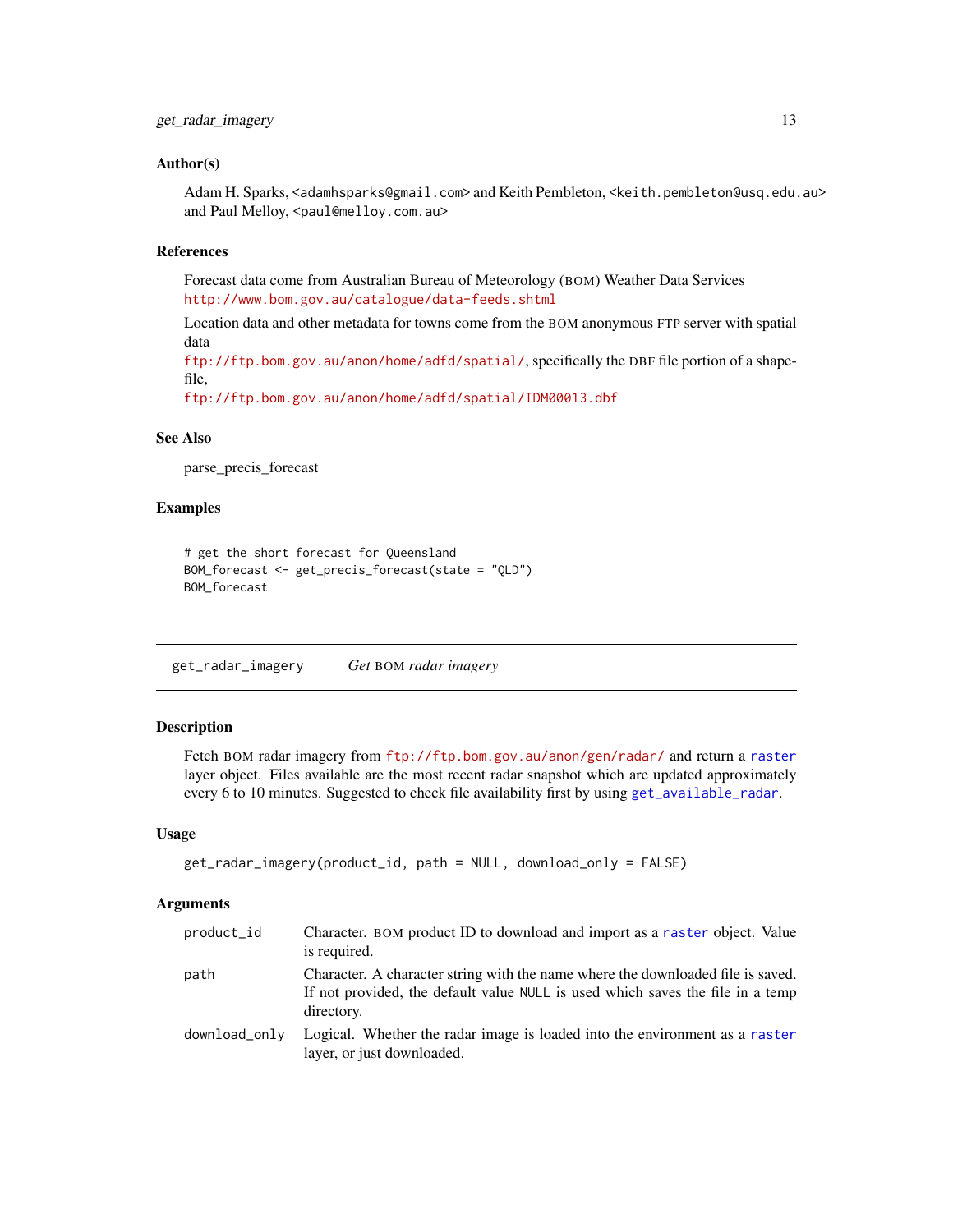### Author(s)

Adam H. Sparks, <adamhsparks@gmail.com> and Keith Pembleton, <keith.pembleton@usq.edu.au> and Paul Melloy, <paul@melloy.com.au>

### References

Forecast data come from Australian Bureau of Meteorology (BOM) Weather Data Services http://www.bom.gov.au/catalogue/data-feeds.shtml

Location data and other metadata for towns come from the BOM anonymous FTP server with spatial data
ftp://ftp.bom.gov.au/anon/home/adfd/spatial/, specifically the DBF file portion of a shapefile,
ftp://ftp.bom.gov.au/anon/home/adfd/spatial/IDM00013.dbf

### See Also

parse_precis_forecast

### Examples

```
# get the short forecast for Queensland
BOM_forecast <- get_precis_forecast(state = "QLD")
BOM_forecast
```

---

## get_radar_imagery    *Get BOM radar imagery*

### Description

Fetch BOM radar imagery from ftp://ftp.bom.gov.au/anon/gen/radar/ and return a raster layer object. Files available are the most recent radar snapshot which are updated approximately every 6 to 10 minutes. Suggested to check file availability first by using get_available_radar.

### Usage

```
get_radar_imagery(product_id, path = NULL, download_only = FALSE)
```

### Arguments

| | |
|---|---|
| product_id | Character. BOM product ID to download and import as a raster object. Value is required. |
| path | Character. A character string with the name where the downloaded file is saved. If not provided, the default value NULL is used which saves the file in a temp directory. |
| download_only | Logical. Whether the radar image is loaded into the environment as a raster layer, or just downloaded. |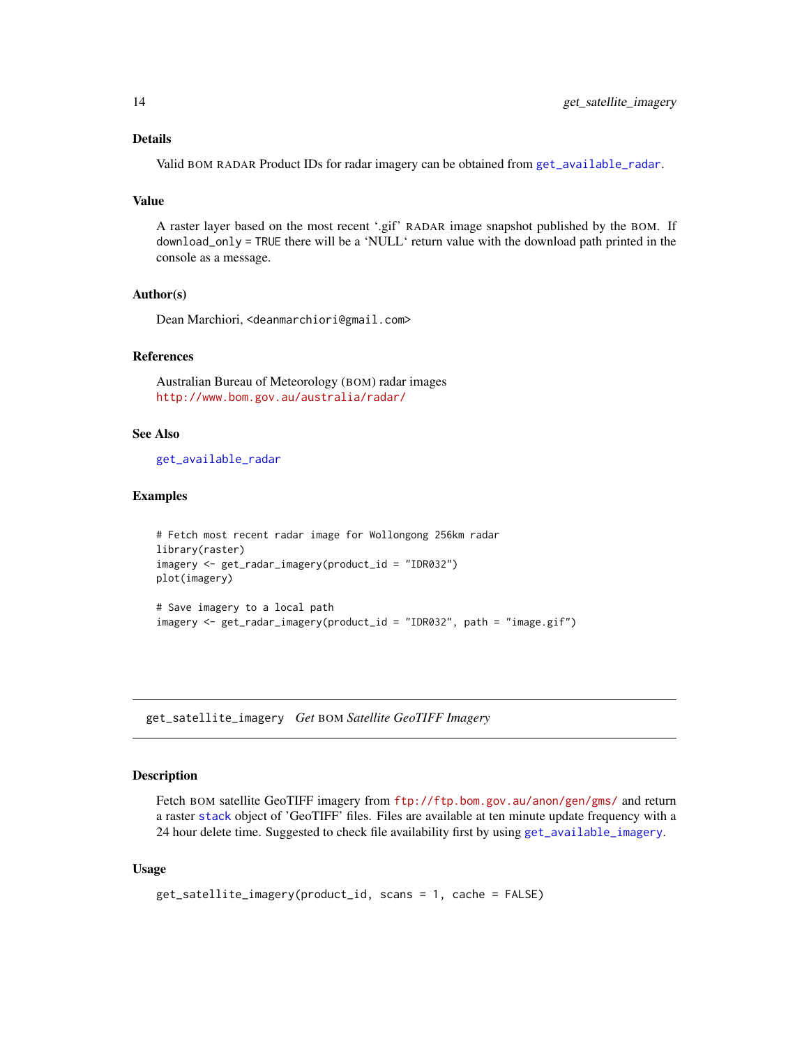### Details

Valid BOM RADAR Product IDs for radar imagery can be obtained from `get_available_radar`.

### Value

A raster layer based on the most recent '.gif' RADAR image snapshot published by the BOM. If `download_only = TRUE` there will be a 'NULL' return value with the download path printed in the console as a message.

### Author(s)

Dean Marchiori, <deanmarchiori@gmail.com>

### References

Australian Bureau of Meteorology (BOM) radar images
http://www.bom.gov.au/australia/radar/

### See Also

`get_available_radar`

### Examples

```
# Fetch most recent radar image for Wollongong 256km radar
library(raster)
imagery <- get_radar_imagery(product_id = "IDR032")
plot(imagery)

# Save imagery to a local path
imagery <- get_radar_imagery(product_id = "IDR032", path = "image.gif")
```

---

## get_satellite_imagery    *Get BOM Satellite GeoTIFF Imagery*

---

### Description

Fetch BOM satellite GeoTIFF imagery from ftp://ftp.bom.gov.au/anon/gen/gms/ and return a raster `stack` object of 'GeoTIFF' files. Files are available at ten minute update frequency with a 24 hour delete time. Suggested to check file availability first by using `get_available_imagery`.

### Usage

```
get_satellite_imagery(product_id, scans = 1, cache = FALSE)
```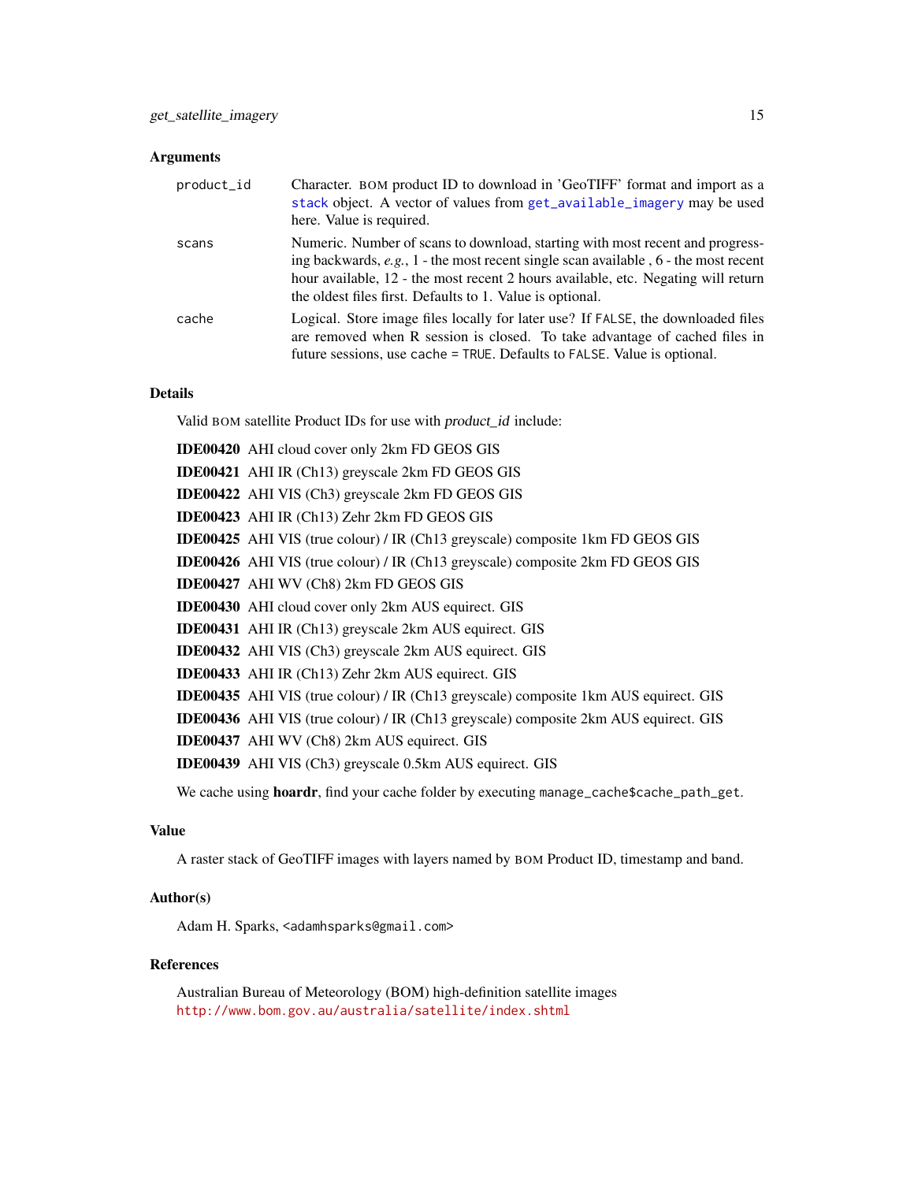### Arguments

- `product_id` — Character. BOM product ID to download in 'GeoTIFF' format and import as a `stack` object. A vector of values from `get_available_imagery` may be used here. Value is required.
- `scans` — Numeric. Number of scans to download, starting with most recent and progressing backwards, *e.g.*, 1 - the most recent single scan available , 6 - the most recent hour available, 12 - the most recent 2 hours available, etc. Negating will return the oldest files first. Defaults to 1. Value is optional.
- `cache` — Logical. Store image files locally for later use? If `FALSE`, the downloaded files are removed when R session is closed. To take advantage of cached files in future sessions, use `cache = TRUE`. Defaults to `FALSE`. Value is optional.

### Details

Valid BOM satellite Product IDs for use with *product_id* include:

**IDE00420** AHI cloud cover only 2km FD GEOS GIS

**IDE00421** AHI IR (Ch13) greyscale 2km FD GEOS GIS

**IDE00422** AHI VIS (Ch3) greyscale 2km FD GEOS GIS

**IDE00423** AHI IR (Ch13) Zehr 2km FD GEOS GIS

**IDE00425** AHI VIS (true colour) / IR (Ch13 greyscale) composite 1km FD GEOS GIS

**IDE00426** AHI VIS (true colour) / IR (Ch13 greyscale) composite 2km FD GEOS GIS

**IDE00427** AHI WV (Ch8) 2km FD GEOS GIS

**IDE00430** AHI cloud cover only 2km AUS equirect. GIS

**IDE00431** AHI IR (Ch13) greyscale 2km AUS equirect. GIS

**IDE00432** AHI VIS (Ch3) greyscale 2km AUS equirect. GIS

**IDE00433** AHI IR (Ch13) Zehr 2km AUS equirect. GIS

**IDE00435** AHI VIS (true colour) / IR (Ch13 greyscale) composite 1km AUS equirect. GIS

**IDE00436** AHI VIS (true colour) / IR (Ch13 greyscale) composite 2km AUS equirect. GIS

**IDE00437** AHI WV (Ch8) 2km AUS equirect. GIS

**IDE00439** AHI VIS (Ch3) greyscale 0.5km AUS equirect. GIS

We cache using **hoardr**, find your cache folder by executing `manage_cache$cache_path_get`.

### Value

A raster stack of GeoTIFF images with layers named by BOM Product ID, timestamp and band.

### Author(s)

Adam H. Sparks, <adamhsparks@gmail.com>

### References

Australian Bureau of Meteorology (BOM) high-definition satellite images
http://www.bom.gov.au/australia/satellite/index.shtml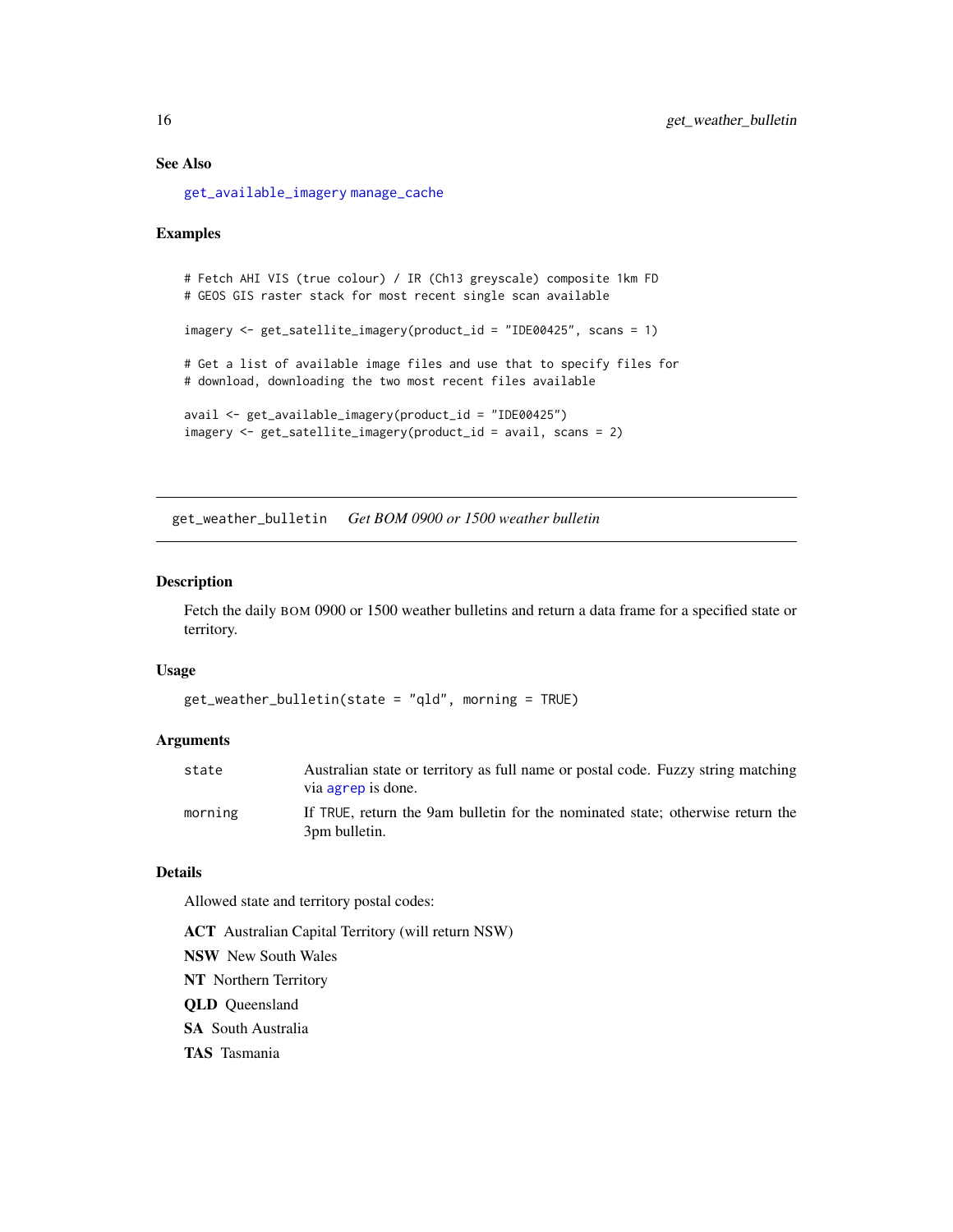### See Also

get_available_imagery manage_cache

### Examples

```
# Fetch AHI VIS (true colour) / IR (Ch13 greyscale) composite 1km FD
# GEOS GIS raster stack for most recent single scan available

imagery <- get_satellite_imagery(product_id = "IDE00425", scans = 1)

# Get a list of available image files and use that to specify files for
# download, downloading the two most recent files available

avail <- get_available_imagery(product_id = "IDE00425")
imagery <- get_satellite_imagery(product_id = avail, scans = 2)
```

---

## get_weather_bulletin *Get BOM 0900 or 1500 weather bulletin*

---

### Description

Fetch the daily BOM 0900 or 1500 weather bulletins and return a data frame for a specified state or territory.

### Usage

```
get_weather_bulletin(state = "qld", morning = TRUE)
```

### Arguments

| | |
|---|---|
| state | Australian state or territory as full name or postal code. Fuzzy string matching via agrep is done. |
| morning | If TRUE, return the 9am bulletin for the nominated state; otherwise return the 3pm bulletin. |

### Details

Allowed state and territory postal codes:

**ACT** Australian Capital Territory (will return NSW)

**NSW** New South Wales

**NT** Northern Territory

**QLD** Queensland

**SA** South Australia

**TAS** Tasmania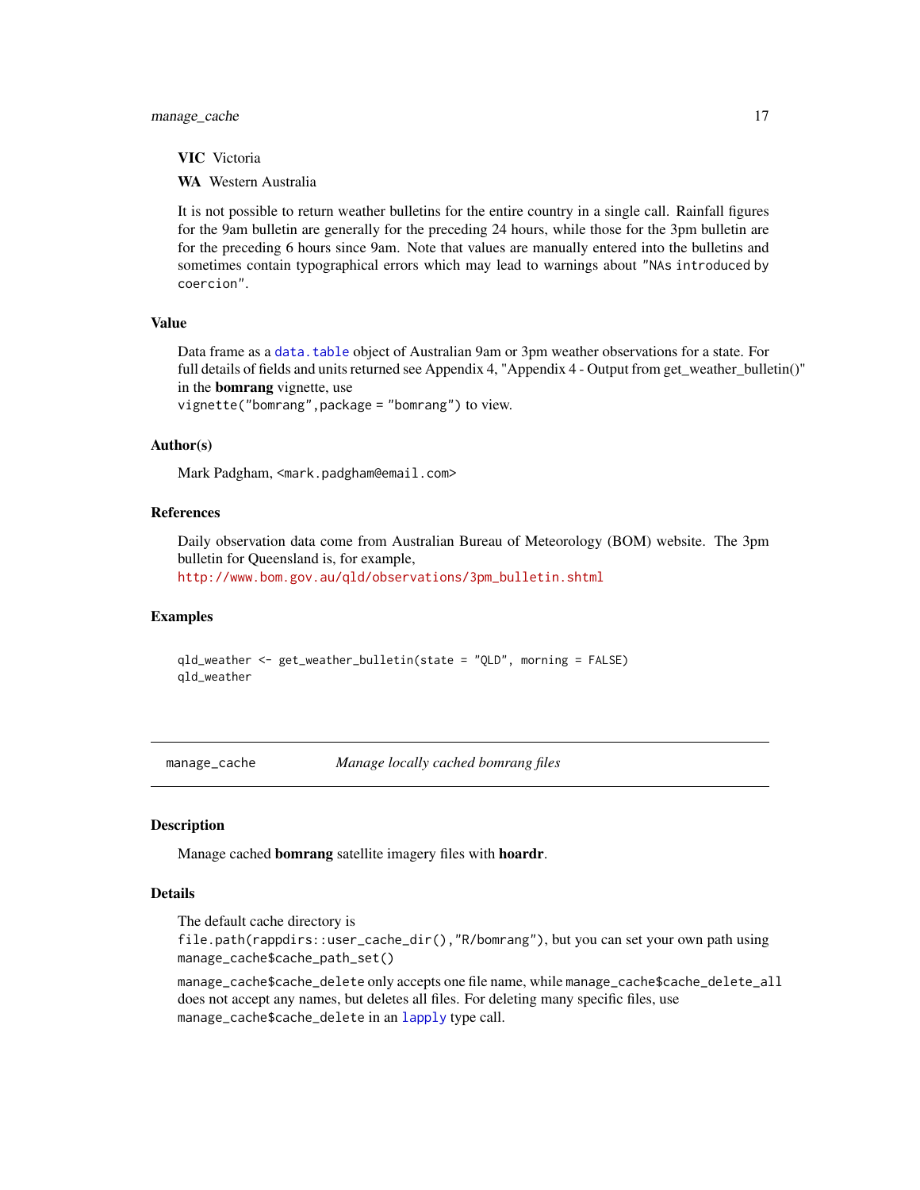**VIC** Victoria

**WA** Western Australia

It is not possible to return weather bulletins for the entire country in a single call. Rainfall figures for the 9am bulletin are generally for the preceding 24 hours, while those for the 3pm bulletin are for the preceding 6 hours since 9am. Note that values are manually entered into the bulletins and sometimes contain typographical errors which may lead to warnings about "`NAs introduced by coercion`".

### Value

Data frame as a `data.table` object of Australian 9am or 3pm weather observations for a state. For full details of fields and units returned see Appendix 4, "Appendix 4 - Output from get_weather_bulletin()" in the **bomrang** vignette, use
`vignette("bomrang",package = "bomrang")` to view.

### Author(s)

Mark Padgham, `<mark.padgham@email.com>`

### References

Daily observation data come from Australian Bureau of Meteorology (BOM) website. The 3pm bulletin for Queensland is, for example,
`http://www.bom.gov.au/qld/observations/3pm_bulletin.shtml`

### Examples

```
qld_weather <- get_weather_bulletin(state = "QLD", morning = FALSE)
qld_weather
```

---

## manage_cache — *Manage locally cached bomrang files*

---

### Description

Manage cached **bomrang** satellite imagery files with **hoardr**.

### Details

The default cache directory is
`file.path(rappdirs::user_cache_dir(),"R/bomrang")`, but you can set your own path using `manage_cache$cache_path_set()`

`manage_cache$cache_delete` only accepts one file name, while `manage_cache$cache_delete_all` does not accept any names, but deletes all files. For deleting many specific files, use `manage_cache$cache_delete` in an `lapply` type call.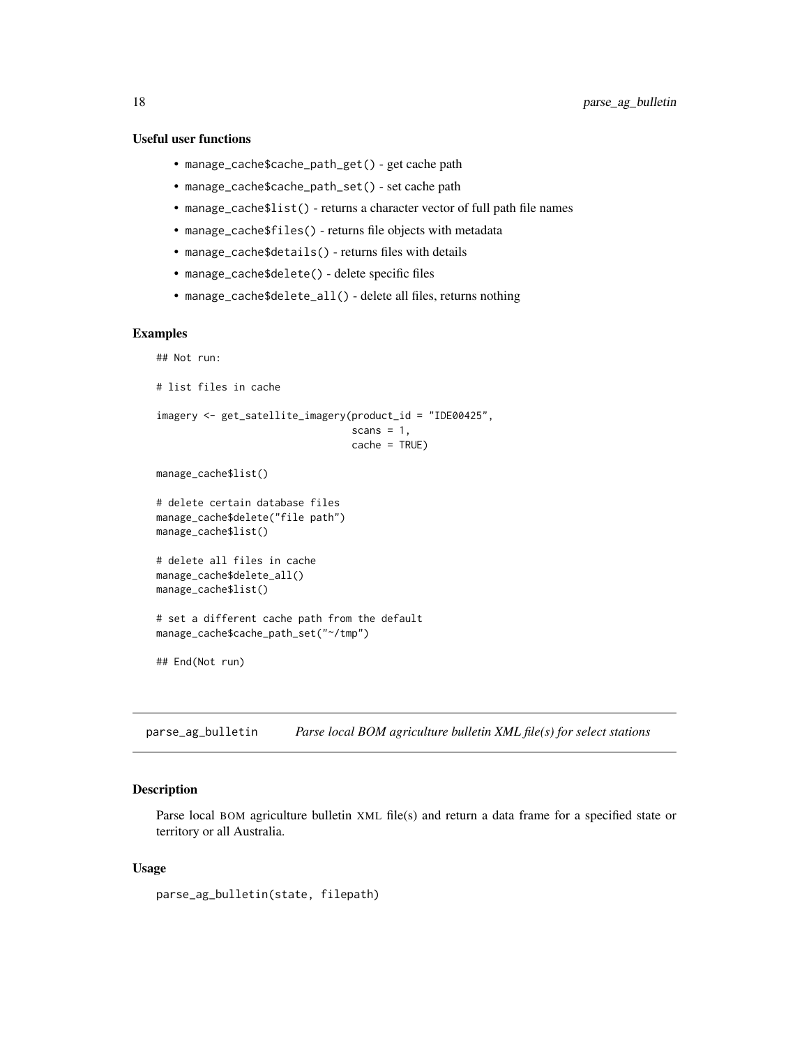### Useful user functions

- `manage_cache$cache_path_get()` - get cache path
- `manage_cache$cache_path_set()` - set cache path
- `manage_cache$list()` - returns a character vector of full path file names
- `manage_cache$files()` - returns file objects with metadata
- `manage_cache$details()` - returns files with details
- `manage_cache$delete()` - delete specific files
- `manage_cache$delete_all()` - delete all files, returns nothing

### Examples

```
## Not run:

# list files in cache

imagery <- get_satellite_imagery(product_id = "IDE00425",
                                 scans = 1,
                                 cache = TRUE)

manage_cache$list()

# delete certain database files
manage_cache$delete("file path")
manage_cache$list()

# delete all files in cache
manage_cache$delete_all()
manage_cache$list()

# set a different cache path from the default
manage_cache$cache_path_set("~/tmp")

## End(Not run)
```

---

## parse_ag_bulletin    *Parse local BOM agriculture bulletin XML file(s) for select stations*

---

### Description

Parse local BOM agriculture bulletin XML file(s) and return a data frame for a specified state or territory or all Australia.

### Usage

```
parse_ag_bulletin(state, filepath)
```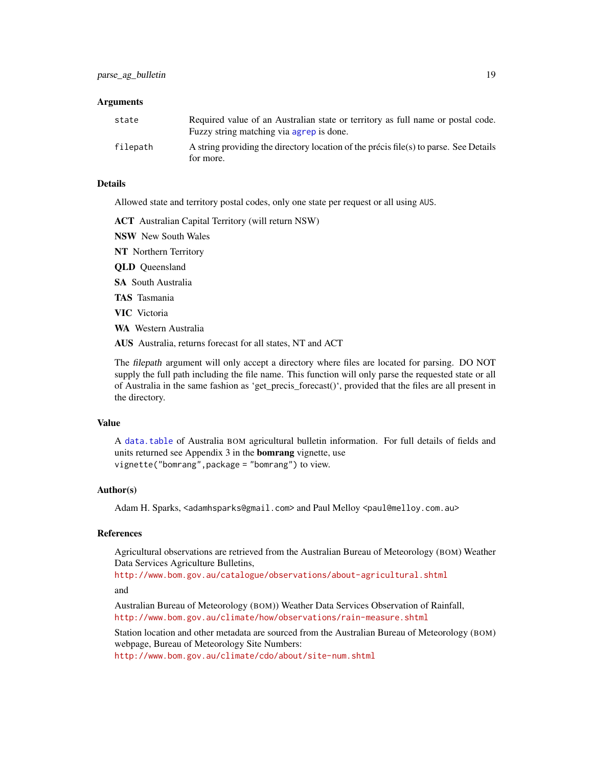## Arguments

| | |
|---|---|
| state | Required value of an Australian state or territory as full name or postal code. Fuzzy string matching via `agrep` is done. |
| filepath | A string providing the directory location of the précis file(s) to parse. See Details for more. |

## Details

Allowed state and territory postal codes, only one state per request or all using `AUS`.

**ACT** Australian Capital Territory (will return NSW)

**NSW** New South Wales

**NT** Northern Territory

**QLD** Queensland

**SA** South Australia

**TAS** Tasmania

**VIC** Victoria

**WA** Western Australia

**AUS** Australia, returns forecast for all states, NT and ACT

The *filepath* argument will only accept a directory where files are located for parsing. DO NOT supply the full path including the file name. This function will only parse the requested state or all of Australia in the same fashion as 'get_precis_forecast()', provided that the files are all present in the directory.

## Value

A `data.table` of Australia BOM agricultural bulletin information. For full details of fields and units returned see Appendix 3 in the **bomrang** vignette, use
`vignette("bomrang",package = "bomrang")` to view.

## Author(s)

Adam H. Sparks, <adamhsparks@gmail.com> and Paul Melloy <paul@melloy.com.au>

## References

Agricultural observations are retrieved from the Australian Bureau of Meteorology (BOM) Weather Data Services Agriculture Bulletins,
http://www.bom.gov.au/catalogue/observations/about-agricultural.shtml

and

Australian Bureau of Meteorology (BOM)) Weather Data Services Observation of Rainfall,
http://www.bom.gov.au/climate/how/observations/rain-measure.shtml

Station location and other metadata are sourced from the Australian Bureau of Meteorology (BOM) webpage, Bureau of Meteorology Site Numbers:
http://www.bom.gov.au/climate/cdo/about/site-num.shtml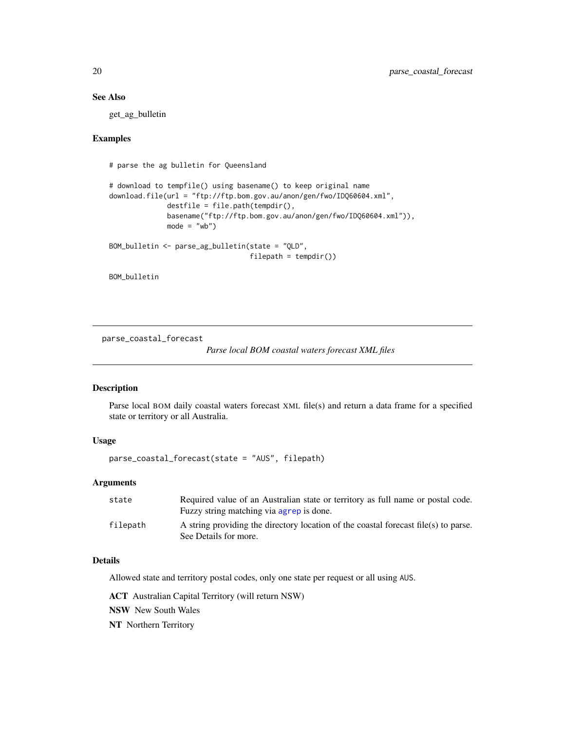## See Also

get_ag_bulletin

## Examples

```
# parse the ag bulletin for Queensland

# download to tempfile() using basename() to keep original name
download.file(url = "ftp://ftp.bom.gov.au/anon/gen/fwo/IDQ60604.xml",
              destfile = file.path(tempdir(),
              basename("ftp://ftp.bom.gov.au/anon/gen/fwo/IDQ60604.xml")),
              mode = "wb")

BOM_bulletin <- parse_ag_bulletin(state = "QLD",
                                  filepath = tempdir())

BOM_bulletin
```

---

# parse_coastal_forecast

*Parse local BOM coastal waters forecast XML files*

## Description

Parse local BOM daily coastal waters forecast XML file(s) and return a data frame for a specified state or territory or all Australia.

## Usage

```
parse_coastal_forecast(state = "AUS", filepath)
```

## Arguments

| | |
|---|---|
| state | Required value of an Australian state or territory as full name or postal code. Fuzzy string matching via agrep is done. |
| filepath | A string providing the directory location of the coastal forecast file(s) to parse. See Details for more. |

## Details

Allowed state and territory postal codes, only one state per request or all using AUS.

**ACT** Australian Capital Territory (will return NSW)

**NSW** New South Wales

**NT** Northern Territory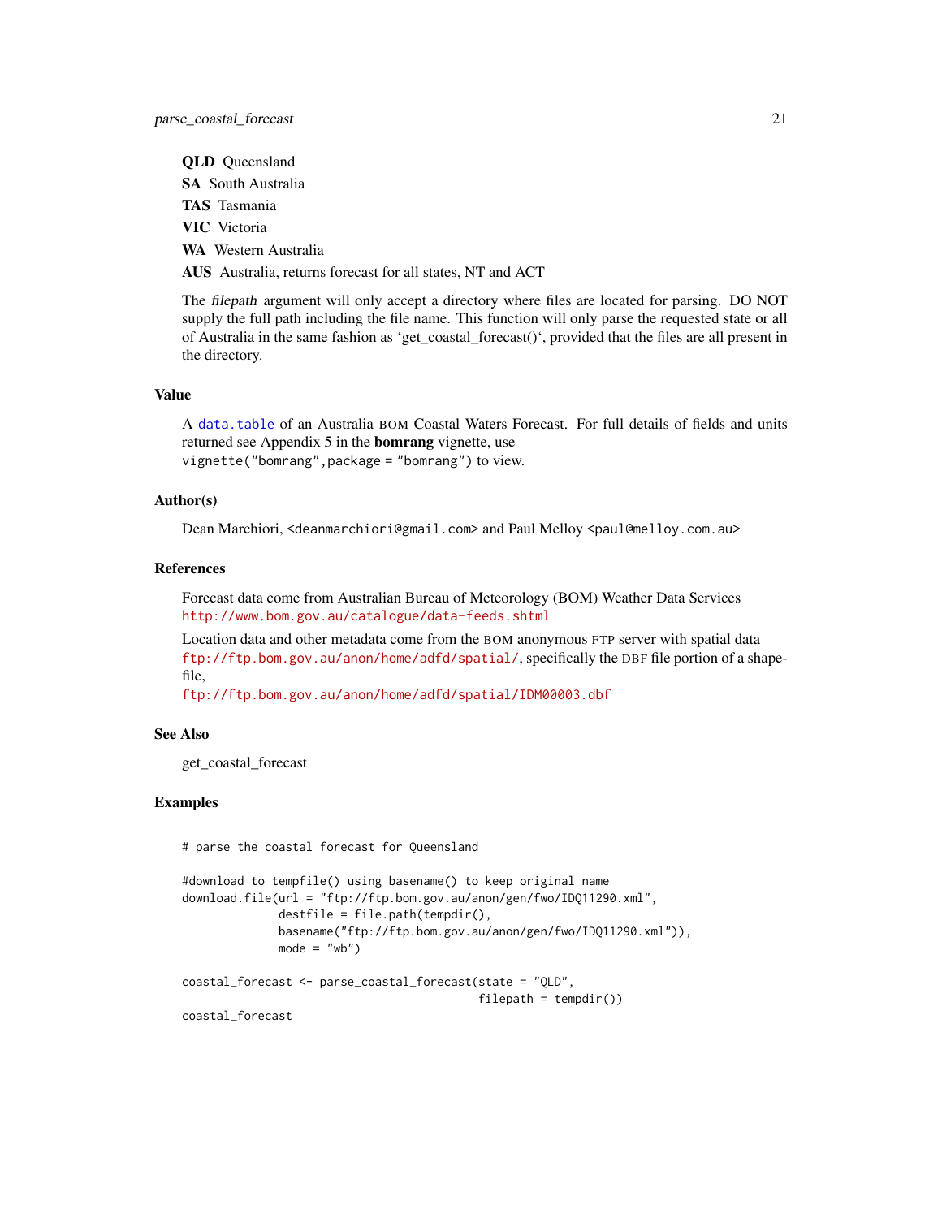**QLD** Queensland

**SA** South Australia

**TAS** Tasmania

**VIC** Victoria

**WA** Western Australia

**AUS** Australia, returns forecast for all states, NT and ACT

The *filepath* argument will only accept a directory where files are located for parsing. DO NOT supply the full path including the file name. This function will only parse the requested state or all of Australia in the same fashion as 'get_coastal_forecast()', provided that the files are all present in the directory.

## Value

A `data.table` of an Australia BOM Coastal Waters Forecast. For full details of fields and units returned see Appendix 5 in the **bomrang** vignette, use
`vignette("bomrang",package = "bomrang")` to view.

## Author(s)

Dean Marchiori, <deanmarchiori@gmail.com> and Paul Melloy <paul@melloy.com.au>

## References

Forecast data come from Australian Bureau of Meteorology (BOM) Weather Data Services
http://www.bom.gov.au/catalogue/data-feeds.shtml

Location data and other metadata come from the BOM anonymous FTP server with spatial data
ftp://ftp.bom.gov.au/anon/home/adfd/spatial/, specifically the DBF file portion of a shapefile,
ftp://ftp.bom.gov.au/anon/home/adfd/spatial/IDM00003.dbf

## See Also

get_coastal_forecast

## Examples

```
# parse the coastal forecast for Queensland

#download to tempfile() using basename() to keep original name
download.file(url = "ftp://ftp.bom.gov.au/anon/gen/fwo/IDQ11290.xml",
              destfile = file.path(tempdir(),
              basename("ftp://ftp.bom.gov.au/anon/gen/fwo/IDQ11290.xml")),
              mode = "wb")

coastal_forecast <- parse_coastal_forecast(state = "QLD",
                                           filepath = tempdir())
coastal_forecast
```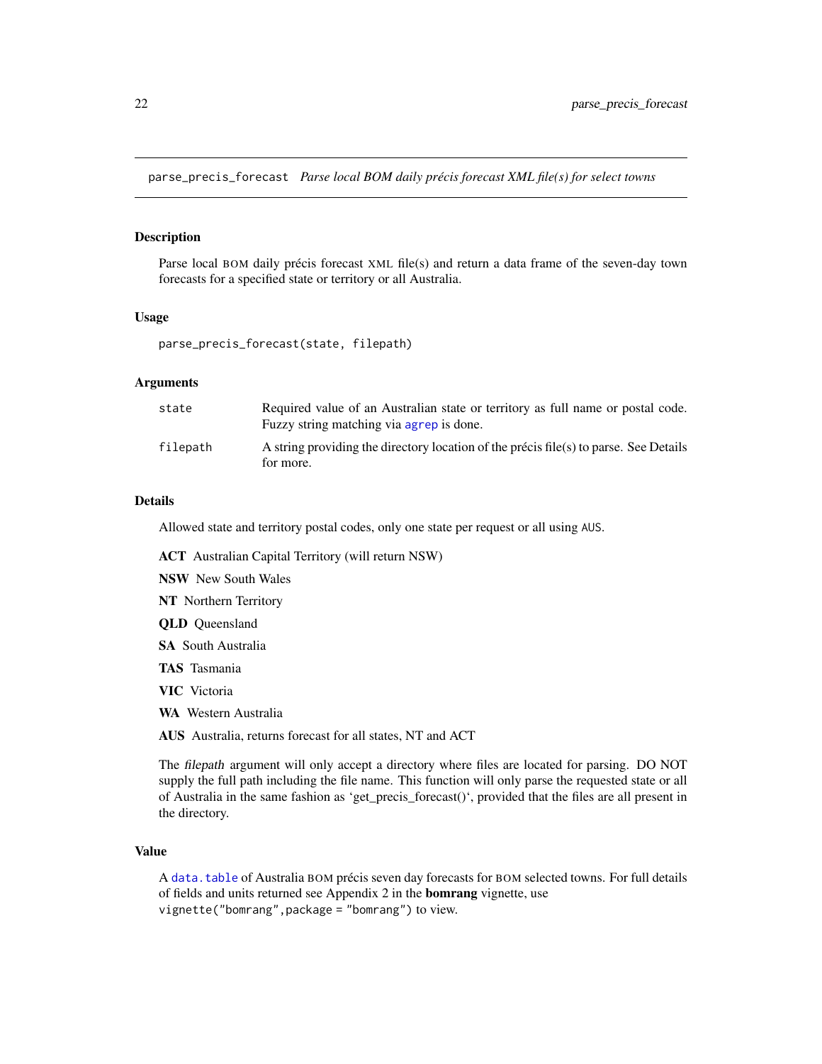parse_precis_forecast *Parse local BOM daily précis forecast XML file(s) for select towns*

## Description

Parse local BOM daily précis forecast XML file(s) and return a data frame of the seven-day town forecasts for a specified state or territory or all Australia.

## Usage

```
parse_precis_forecast(state, filepath)
```

## Arguments

| | |
|---|---|
| state | Required value of an Australian state or territory as full name or postal code. Fuzzy string matching via agrep is done. |
| filepath | A string providing the directory location of the précis file(s) to parse. See Details for more. |

## Details

Allowed state and territory postal codes, only one state per request or all using AUS.

**ACT** Australian Capital Territory (will return NSW)

**NSW** New South Wales

**NT** Northern Territory

**QLD** Queensland

**SA** South Australia

**TAS** Tasmania

**VIC** Victoria

**WA** Western Australia

**AUS** Australia, returns forecast for all states, NT and ACT

The *filepath* argument will only accept a directory where files are located for parsing. DO NOT supply the full path including the file name. This function will only parse the requested state or all of Australia in the same fashion as 'get_precis_forecast()', provided that the files are all present in the directory.

## Value

A data.table of Australia BOM précis seven day forecasts for BOM selected towns. For full details of fields and units returned see Appendix 2 in the **bomrang** vignette, use
vignette("bomrang",package = "bomrang") to view.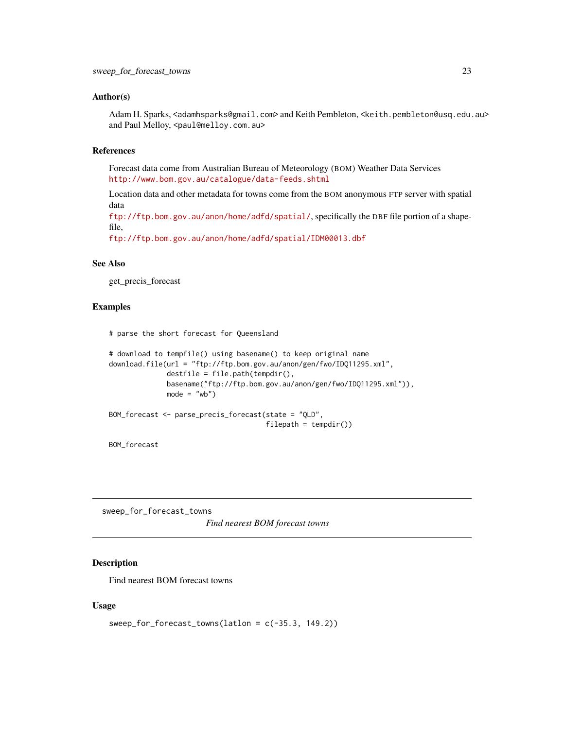### Author(s)

Adam H. Sparks, <adamhsparks@gmail.com> and Keith Pembleton, <keith.pembleton@usq.edu.au> and Paul Melloy, <paul@melloy.com.au>

### References

Forecast data come from Australian Bureau of Meteorology (BOM) Weather Data Services http://www.bom.gov.au/catalogue/data-feeds.shtml

Location data and other metadata for towns come from the BOM anonymous FTP server with spatial data
ftp://ftp.bom.gov.au/anon/home/adfd/spatial/, specifically the DBF file portion of a shapefile,
ftp://ftp.bom.gov.au/anon/home/adfd/spatial/IDM00013.dbf

### See Also

get_precis_forecast

### Examples

```
# parse the short forecast for Queensland

# download to tempfile() using basename() to keep original name
download.file(url = "ftp://ftp.bom.gov.au/anon/gen/fwo/IDQ11295.xml",
              destfile = file.path(tempdir(),
              basename("ftp://ftp.bom.gov.au/anon/gen/fwo/IDQ11295.xml")),
              mode = "wb")

BOM_forecast <- parse_precis_forecast(state = "QLD",
                                      filepath = tempdir())

BOM_forecast
```

---

## sweep_for_forecast_towns — *Find nearest BOM forecast towns*

### Description

Find nearest BOM forecast towns

### Usage

```
sweep_for_forecast_towns(latlon = c(-35.3, 149.2))
```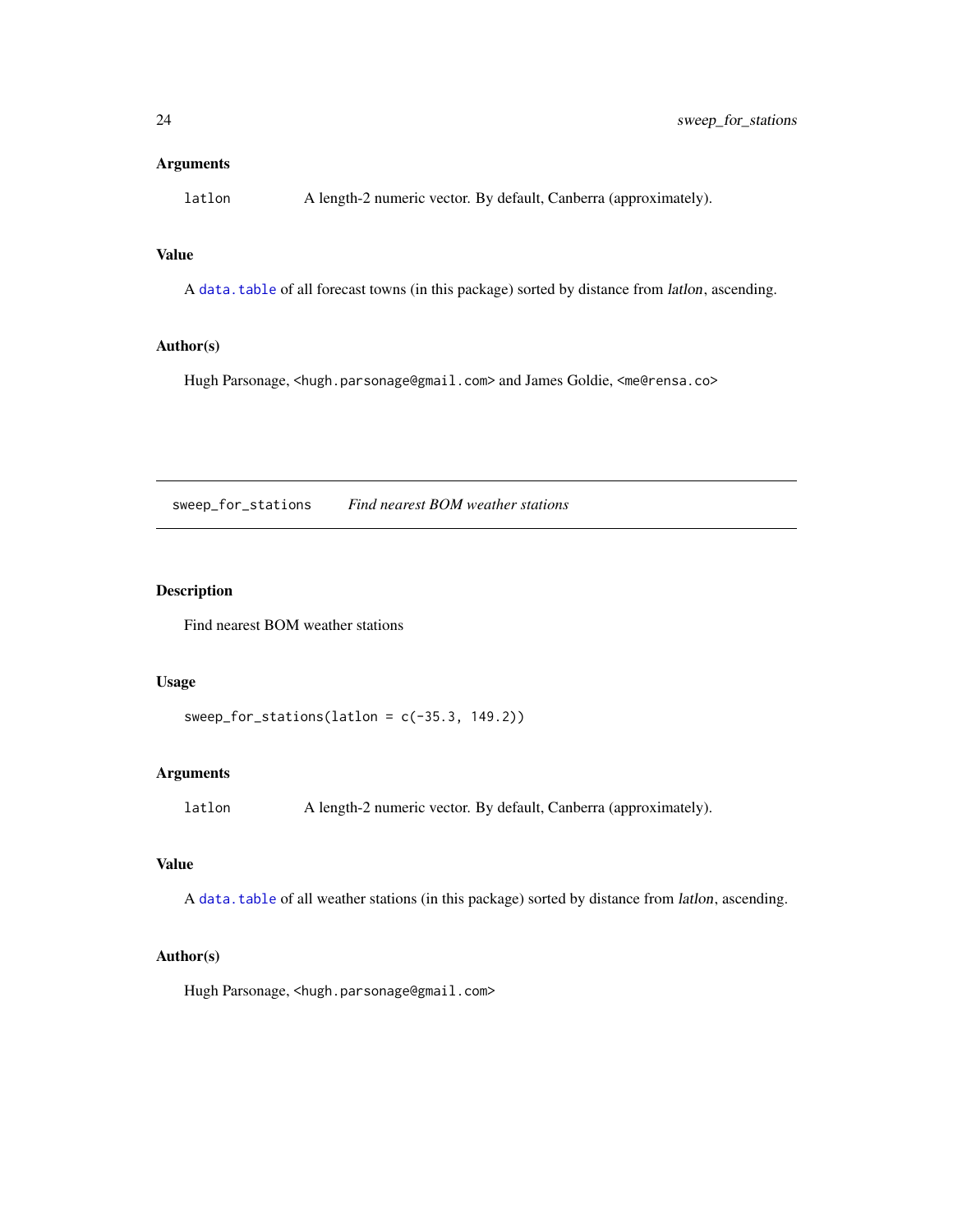### Arguments

`latlon` A length-2 numeric vector. By default, Canberra (approximately).

### Value

A `data.table` of all forecast towns (in this package) sorted by distance from *latlon*, ascending.

### Author(s)

Hugh Parsonage, <hugh.parsonage@gmail.com> and James Goldie, <me@rensa.co>

---

## sweep_for_stations *Find nearest BOM weather stations*

---

### Description

Find nearest BOM weather stations

### Usage

```
sweep_for_stations(latlon = c(-35.3, 149.2))
```

### Arguments

`latlon` A length-2 numeric vector. By default, Canberra (approximately).

### Value

A `data.table` of all weather stations (in this package) sorted by distance from *latlon*, ascending.

### Author(s)

Hugh Parsonage, <hugh.parsonage@gmail.com>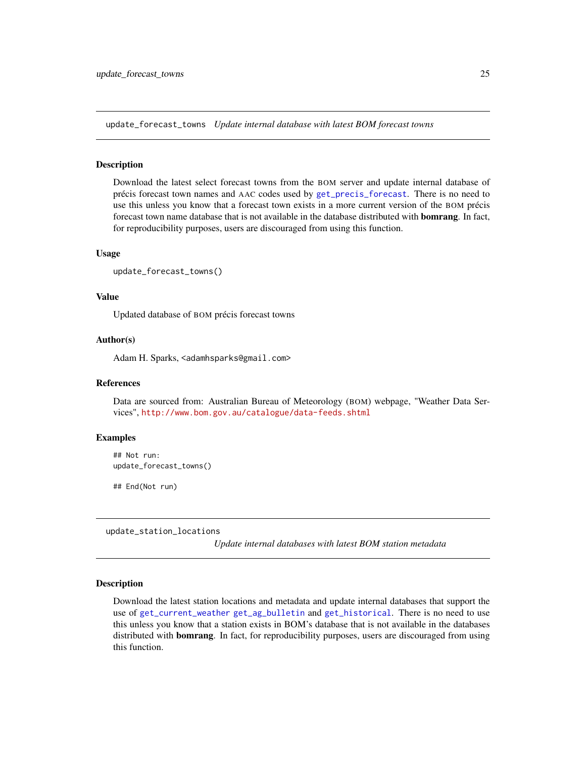## update_forecast_towns *Update internal database with latest BOM forecast towns*

### Description

Download the latest select forecast towns from the BOM server and update internal database of précis forecast town names and AAC codes used by get_precis_forecast. There is no need to use this unless you know that a forecast town exists in a more current version of the BOM précis forecast town name database that is not available in the database distributed with **bomrang**. In fact, for reproducibility purposes, users are discouraged from using this function.

### Usage

```
update_forecast_towns()
```

### Value

Updated database of BOM précis forecast towns

### Author(s)

Adam H. Sparks, <adamhsparks@gmail.com>

### References

Data are sourced from: Australian Bureau of Meteorology (BOM) webpage, "Weather Data Services", http://www.bom.gov.au/catalogue/data-feeds.shtml

### Examples

```
## Not run:
update_forecast_towns()

## End(Not run)
```

## update_station_locations *Update internal databases with latest BOM station metadata*

### Description

Download the latest station locations and metadata and update internal databases that support the use of get_current_weather get_ag_bulletin and get_historical. There is no need to use this unless you know that a station exists in BOM's database that is not available in the databases distributed with **bomrang**. In fact, for reproducibility purposes, users are discouraged from using this function.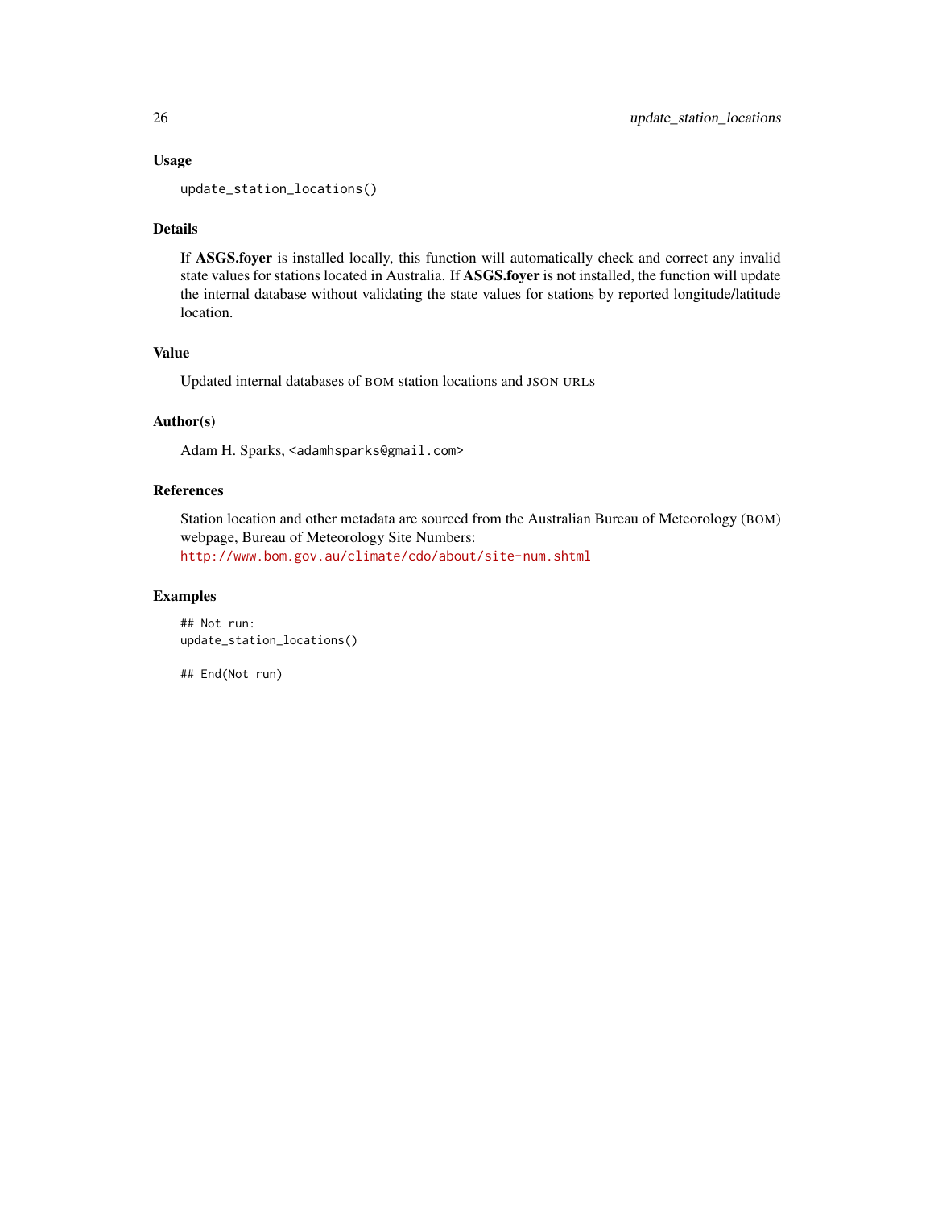### Usage

```
update_station_locations()
```

### Details

If **ASGS.foyer** is installed locally, this function will automatically check and correct any invalid state values for stations located in Australia. If **ASGS.foyer** is not installed, the function will update the internal database without validating the state values for stations by reported longitude/latitude location.

### Value

Updated internal databases of BOM station locations and JSON URLs

### Author(s)

Adam H. Sparks, <adamhsparks@gmail.com>

### References

Station location and other metadata are sourced from the Australian Bureau of Meteorology (BOM) webpage, Bureau of Meteorology Site Numbers:
http://www.bom.gov.au/climate/cdo/about/site-num.shtml

### Examples

```
## Not run:
update_station_locations()

## End(Not run)
```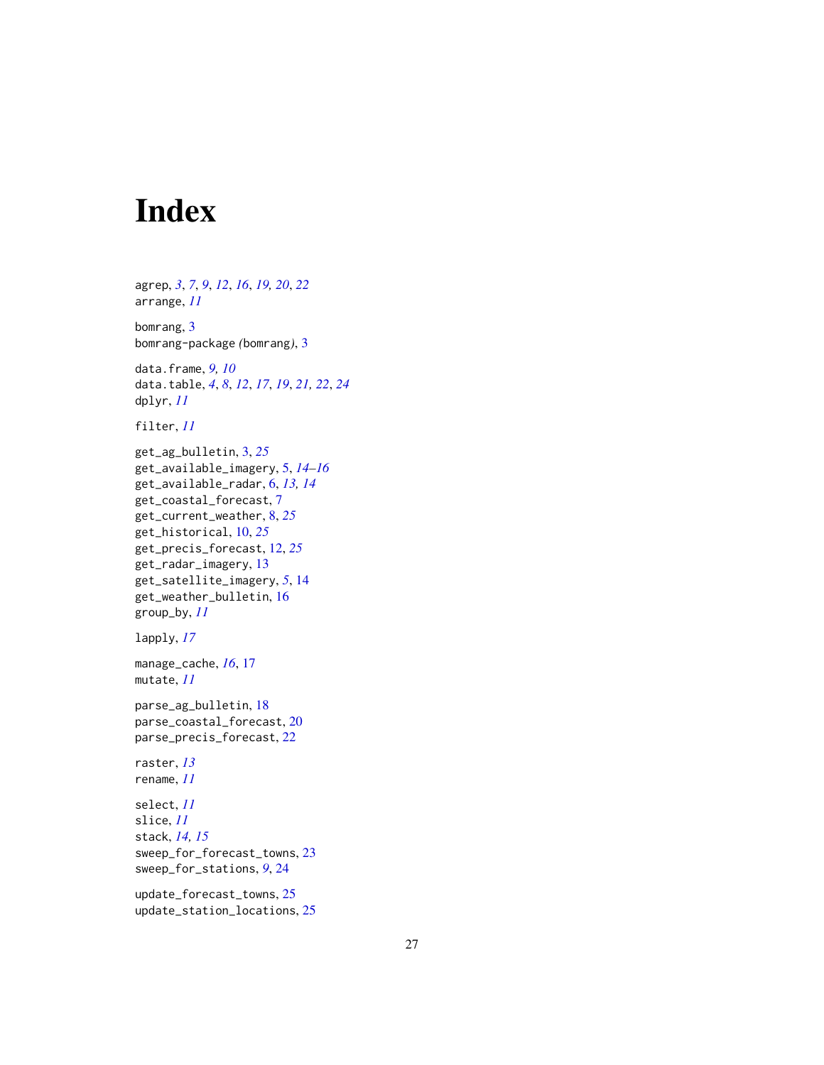# Index

agrep, *3*, *7*, *9*, *12*, *16*, *19, 20*, *22*
arrange, *11*

bomrang, 3
bomrang-package (bomrang), 3

data.frame, *9, 10*
data.table, *4*, *8*, *12*, *17*, *19*, *21, 22*, *24*
dplyr, *11*

filter, *11*

get_ag_bulletin, 3, *25*
get_available_imagery, 5, *14–16*
get_available_radar, 6, *13, 14*
get_coastal_forecast, 7
get_current_weather, 8, *25*
get_historical, 10, *25*
get_precis_forecast, 12, *25*
get_radar_imagery, 13
get_satellite_imagery, *5*, 14
get_weather_bulletin, 16
group_by, *11*

lapply, *17*

manage_cache, *16*, 17
mutate, *11*

parse_ag_bulletin, 18
parse_coastal_forecast, 20
parse_precis_forecast, 22

raster, *13*
rename, *11*

select, *11*
slice, *11*
stack, *14, 15*
sweep_for_forecast_towns, 23
sweep_for_stations, *9*, 24

update_forecast_towns, 25
update_station_locations, 25